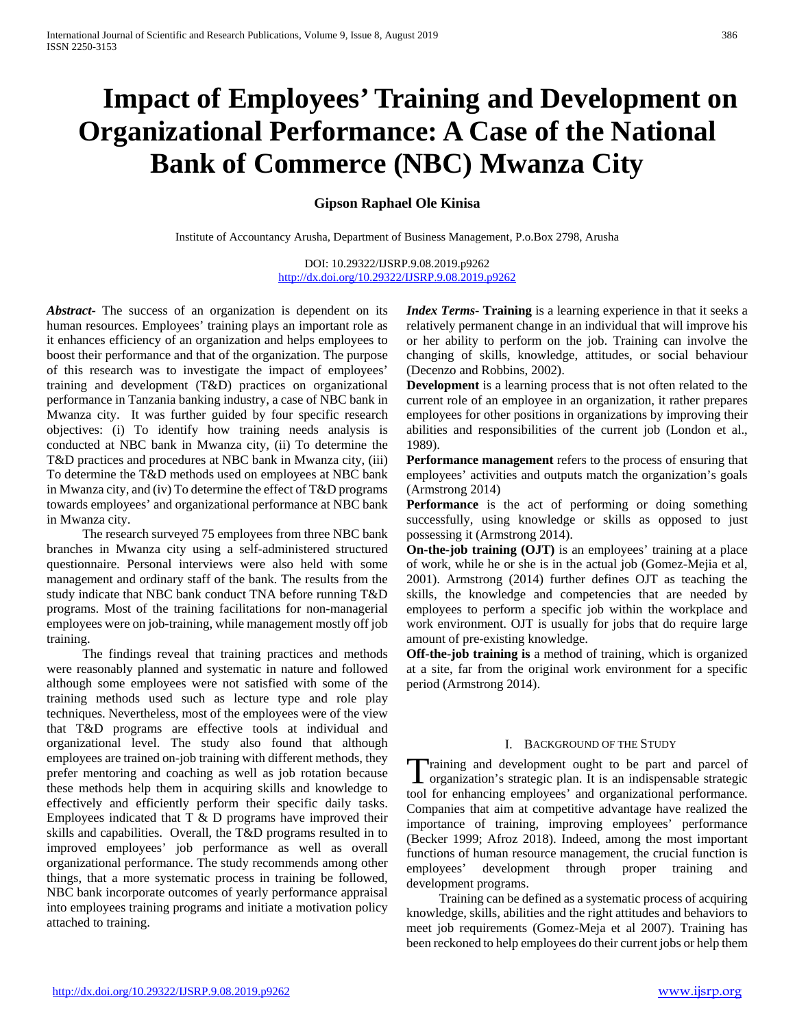# Impact of Employees' Training and Development on Organizational Performance: A Case of the National Bank of Commerce (NBC) Mwanza City

**Gipson Raphael Ole Kinisa**

Institute of Accountancy Arusha, Department of Business Management, P.o.Box 2798, Arusha

DOI: 10.29322/IJSRP.9.08.2019.p9262
http://dx.doi.org/10.29322/IJSRP.9.08.2019.p9262

***Abstract*-** The success of an organization is dependent on its human resources. Employees' training plays an important role as it enhances efficiency of an organization and helps employees to boost their performance and that of the organization. The purpose of this research was to investigate the impact of employees' training and development (T&D) practices on organizational performance in Tanzania banking industry, a case of NBC bank in Mwanza city. It was further guided by four specific research objectives: (i) To identify how training needs analysis is conducted at NBC bank in Mwanza city, (ii) To determine the T&D practices and procedures at NBC bank in Mwanza city, (iii) To determine the T&D methods used on employees at NBC bank in Mwanza city, and (iv) To determine the effect of T&D programs towards employees' and organizational performance at NBC bank in Mwanza city.

The research surveyed 75 employees from three NBC bank branches in Mwanza city using a self-administered structured questionnaire. Personal interviews were also held with some management and ordinary staff of the bank. The results from the study indicate that NBC bank conduct TNA before running T&D programs. Most of the training facilitations for non-managerial employees were on job-training, while management mostly off job training.

The findings reveal that training practices and methods were reasonably planned and systematic in nature and followed although some employees were not satisfied with some of the training methods used such as lecture type and role play techniques. Nevertheless, most of the employees were of the view that T&D programs are effective tools at individual and organizational level. The study also found that although employees are trained on-job training with different methods, they prefer mentoring and coaching as well as job rotation because these methods help them in acquiring skills and knowledge to effectively and efficiently perform their specific daily tasks. Employees indicated that T & D programs have improved their skills and capabilities. Overall, the T&D programs resulted in to improved employees' job performance as well as overall organizational performance. The study recommends among other things, that a more systematic process in training be followed, NBC bank incorporate outcomes of yearly performance appraisal into employees training programs and initiate a motivation policy attached to training.

***Index Terms*-** **Training** is a learning experience in that it seeks a relatively permanent change in an individual that will improve his or her ability to perform on the job. Training can involve the changing of skills, knowledge, attitudes, or social behaviour (Decenzo and Robbins, 2002).

**Development** is a learning process that is not often related to the current role of an employee in an organization, it rather prepares employees for other positions in organizations by improving their abilities and responsibilities of the current job (London et al., 1989).

**Performance management** refers to the process of ensuring that employees' activities and outputs match the organization's goals (Armstrong 2014)

**Performance** is the act of performing or doing something successfully, using knowledge or skills as opposed to just possessing it (Armstrong 2014).

**On-the-job training (OJT)** is an employees' training at a place of work, while he or she is in the actual job (Gomez-Mejia et al, 2001). Armstrong (2014) further defines OJT as teaching the skills, the knowledge and competencies that are needed by employees to perform a specific job within the workplace and work environment. OJT is usually for jobs that do require large amount of pre-existing knowledge.

**Off-the-job training is** a method of training, which is organized at a site, far from the original work environment for a specific period (Armstrong 2014).

## I. Background of the Study

Training and development ought to be part and parcel of organization's strategic plan. It is an indispensable strategic tool for enhancing employees' and organizational performance. Companies that aim at competitive advantage have realized the importance of training, improving employees' performance (Becker 1999; Afroz 2018). Indeed, among the most important functions of human resource management, the crucial function is employees' development through proper training and development programs.

Training can be defined as a systematic process of acquiring knowledge, skills, abilities and the right attitudes and behaviors to meet job requirements (Gomez-Meja et al 2007). Training has been reckoned to help employees do their current jobs or help them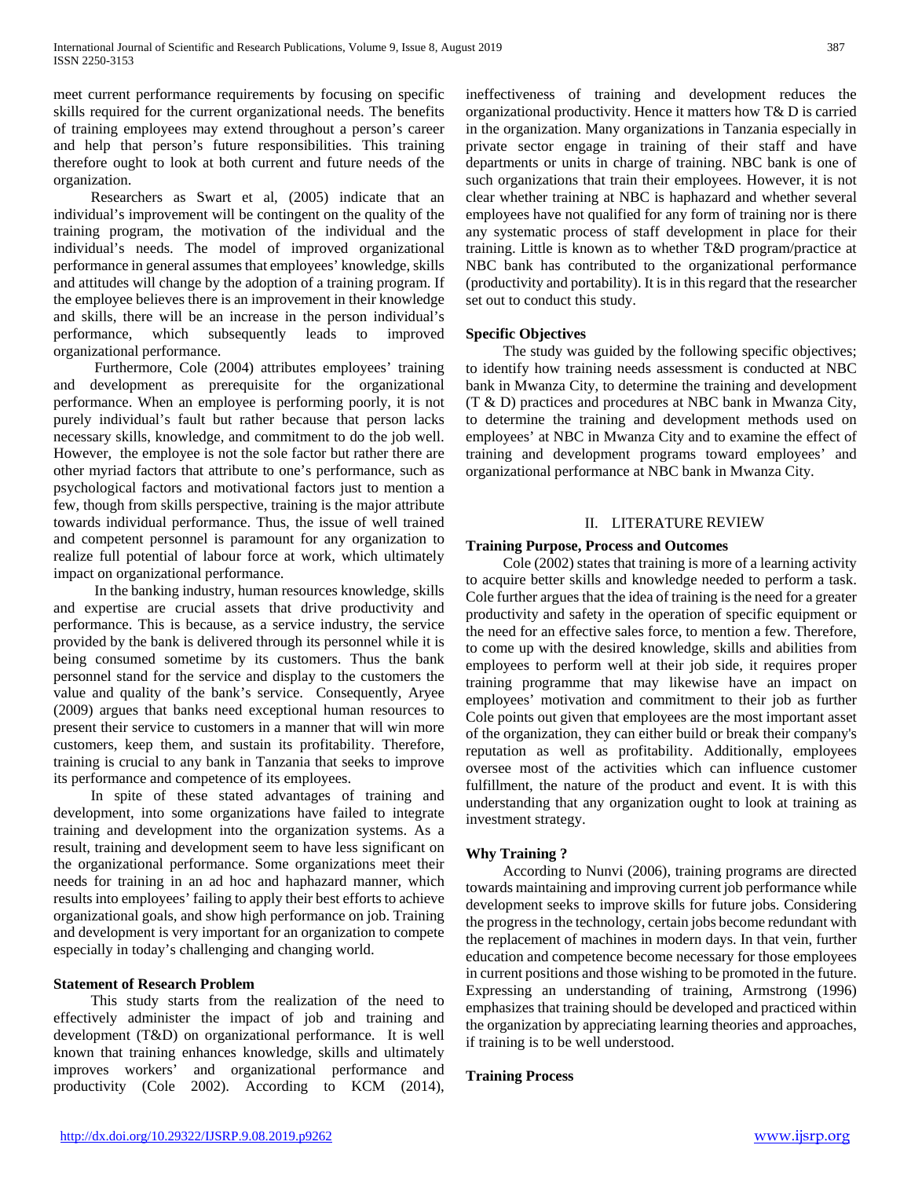meet current performance requirements by focusing on specific skills required for the current organizational needs. The benefits of training employees may extend throughout a person's career and help that person's future responsibilities. This training therefore ought to look at both current and future needs of the organization.

Researchers as Swart et al, (2005) indicate that an individual's improvement will be contingent on the quality of the training program, the motivation of the individual and the individual's needs. The model of improved organizational performance in general assumes that employees' knowledge, skills and attitudes will change by the adoption of a training program. If the employee believes there is an improvement in their knowledge and skills, there will be an increase in the person individual's performance, which subsequently leads to improved organizational performance.

Furthermore, Cole (2004) attributes employees' training and development as prerequisite for the organizational performance. When an employee is performing poorly, it is not purely individual's fault but rather because that person lacks necessary skills, knowledge, and commitment to do the job well. However, the employee is not the sole factor but rather there are other myriad factors that attribute to one's performance, such as psychological factors and motivational factors just to mention a few, though from skills perspective, training is the major attribute towards individual performance. Thus, the issue of well trained and competent personnel is paramount for any organization to realize full potential of labour force at work, which ultimately impact on organizational performance.

In the banking industry, human resources knowledge, skills and expertise are crucial assets that drive productivity and performance. This is because, as a service industry, the service provided by the bank is delivered through its personnel while it is being consumed sometime by its customers. Thus the bank personnel stand for the service and display to the customers the value and quality of the bank's service. Consequently, Aryee (2009) argues that banks need exceptional human resources to present their service to customers in a manner that will win more customers, keep them, and sustain its profitability. Therefore, training is crucial to any bank in Tanzania that seeks to improve its performance and competence of its employees.

In spite of these stated advantages of training and development, into some organizations have failed to integrate training and development into the organization systems. As a result, training and development seem to have less significant on the organizational performance. Some organizations meet their needs for training in an ad hoc and haphazard manner, which results into employees' failing to apply their best efforts to achieve organizational goals, and show high performance on job. Training and development is very important for an organization to compete especially in today's challenging and changing world.

### Statement of Research Problem

This study starts from the realization of the need to effectively administer the impact of job and training and development (T&D) on organizational performance. It is well known that training enhances knowledge, skills and ultimately improves workers' and organizational performance and productivity (Cole 2002). According to KCM (2014), ineffectiveness of training and development reduces the organizational productivity. Hence it matters how T& D is carried in the organization. Many organizations in Tanzania especially in private sector engage in training of their staff and have departments or units in charge of training. NBC bank is one of such organizations that train their employees. However, it is not clear whether training at NBC is haphazard and whether several employees have not qualified for any form of training nor is there any systematic process of staff development in place for their training. Little is known as to whether T&D program/practice at NBC bank has contributed to the organizational performance (productivity and portability). It is in this regard that the researcher set out to conduct this study.

### Specific Objectives

The study was guided by the following specific objectives; to identify how training needs assessment is conducted at NBC bank in Mwanza City, to determine the training and development (T & D) practices and procedures at NBC bank in Mwanza City, to determine the training and development methods used on employees' at NBC in Mwanza City and to examine the effect of training and development programs toward employees' and organizational performance at NBC bank in Mwanza City.

## II. LITERATURE REVIEW

### Training Purpose, Process and Outcomes

Cole (2002) states that training is more of a learning activity to acquire better skills and knowledge needed to perform a task. Cole further argues that the idea of training is the need for a greater productivity and safety in the operation of specific equipment or the need for an effective sales force, to mention a few. Therefore, to come up with the desired knowledge, skills and abilities from employees to perform well at their job side, it requires proper training programme that may likewise have an impact on employees' motivation and commitment to their job as further Cole points out given that employees are the most important asset of the organization, they can either build or break their company's reputation as well as profitability. Additionally, employees oversee most of the activities which can influence customer fulfillment, the nature of the product and event. It is with this understanding that any organization ought to look at training as investment strategy.

### Why Training ?

According to Nunvi (2006), training programs are directed towards maintaining and improving current job performance while development seeks to improve skills for future jobs. Considering the progress in the technology, certain jobs become redundant with the replacement of machines in modern days. In that vein, further education and competence become necessary for those employees in current positions and those wishing to be promoted in the future. Expressing an understanding of training, Armstrong (1996) emphasizes that training should be developed and practiced within the organization by appreciating learning theories and approaches, if training is to be well understood.

### Training Process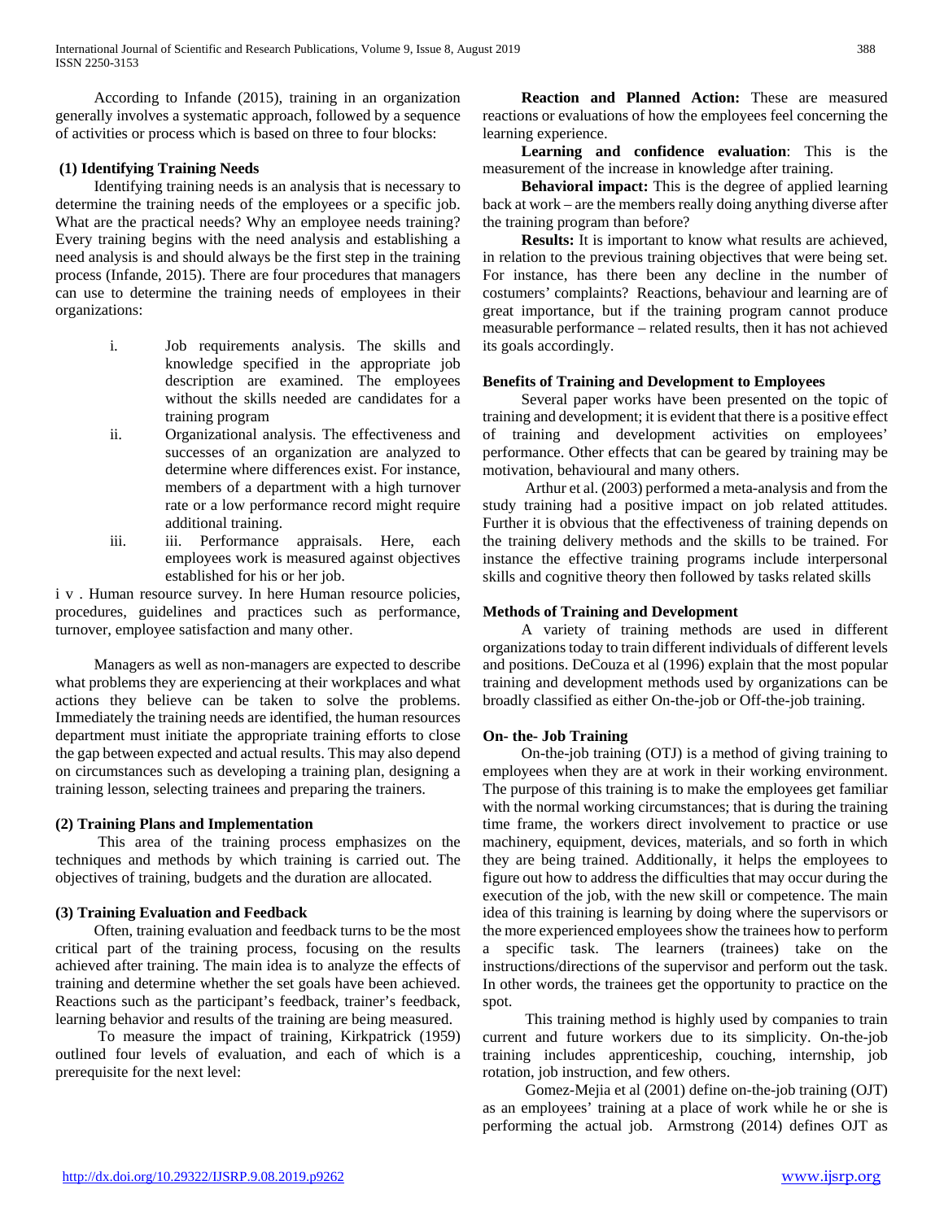According to Infande (2015), training in an organization generally involves a systematic approach, followed by a sequence of activities or process which is based on three to four blocks:

### (1) Identifying Training Needs

Identifying training needs is an analysis that is necessary to determine the training needs of the employees or a specific job. What are the practical needs? Why an employee needs training? Every training begins with the need analysis and establishing a need analysis is and should always be the first step in the training process (Infande, 2015). There are four procedures that managers can use to determine the training needs of employees in their organizations:

i. Job requirements analysis. The skills and knowledge specified in the appropriate job description are examined. The employees without the skills needed are candidates for a training program

ii. Organizational analysis. The effectiveness and successes of an organization are analyzed to determine where differences exist. For instance, members of a department with a high turnover rate or a low performance record might require additional training.

iii. iii. Performance appraisals. Here, each employees work is measured against objectives established for his or her job.

i v . Human resource survey. In here Human resource policies, procedures, guidelines and practices such as performance, turnover, employee satisfaction and many other.

Managers as well as non-managers are expected to describe what problems they are experiencing at their workplaces and what actions they believe can be taken to solve the problems. Immediately the training needs are identified, the human resources department must initiate the appropriate training efforts to close the gap between expected and actual results. This may also depend on circumstances such as developing a training plan, designing a training lesson, selecting trainees and preparing the trainers.

### (2) Training Plans and Implementation

This area of the training process emphasizes on the techniques and methods by which training is carried out. The objectives of training, budgets and the duration are allocated.

### (3) Training Evaluation and Feedback

Often, training evaluation and feedback turns to be the most critical part of the training process, focusing on the results achieved after training. The main idea is to analyze the effects of training and determine whether the set goals have been achieved. Reactions such as the participant's feedback, trainer's feedback, learning behavior and results of the training are being measured.

To measure the impact of training, Kirkpatrick (1959) outlined four levels of evaluation, and each of which is a prerequisite for the next level:

**Reaction and Planned Action:** These are measured reactions or evaluations of how the employees feel concerning the learning experience.

**Learning and confidence evaluation**: This is the measurement of the increase in knowledge after training.

**Behavioral impact:** This is the degree of applied learning back at work – are the members really doing anything diverse after the training program than before?

**Results:** It is important to know what results are achieved, in relation to the previous training objectives that were being set. For instance, has there been any decline in the number of costumers' complaints? Reactions, behaviour and learning are of great importance, but if the training program cannot produce measurable performance – related results, then it has not achieved its goals accordingly.

### Benefits of Training and Development to Employees

Several paper works have been presented on the topic of training and development; it is evident that there is a positive effect of training and development activities on employees' performance. Other effects that can be geared by training may be motivation, behavioural and many others.

Arthur et al. (2003) performed a meta-analysis and from the study training had a positive impact on job related attitudes. Further it is obvious that the effectiveness of training depends on the training delivery methods and the skills to be trained. For instance the effective training programs include interpersonal skills and cognitive theory then followed by tasks related skills

### Methods of Training and Development

A variety of training methods are used in different organizations today to train different individuals of different levels and positions. DeCouza et al (1996) explain that the most popular training and development methods used by organizations can be broadly classified as either On-the-job or Off-the-job training.

### On- the- Job Training

On-the-job training (OTJ) is a method of giving training to employees when they are at work in their working environment. The purpose of this training is to make the employees get familiar with the normal working circumstances; that is during the training time frame, the workers direct involvement to practice or use machinery, equipment, devices, materials, and so forth in which they are being trained. Additionally, it helps the employees to figure out how to address the difficulties that may occur during the execution of the job, with the new skill or competence. The main idea of this training is learning by doing where the supervisors or the more experienced employees show the trainees how to perform a specific task. The learners (trainees) take on the instructions/directions of the supervisor and perform out the task. In other words, the trainees get the opportunity to practice on the spot.

This training method is highly used by companies to train current and future workers due to its simplicity. On-the-job training includes apprenticeship, couching, internship, job rotation, job instruction, and few others.

Gomez-Mejia et al (2001) define on-the-job training (OJT) as an employees' training at a place of work while he or she is performing the actual job. Armstrong (2014) defines OJT as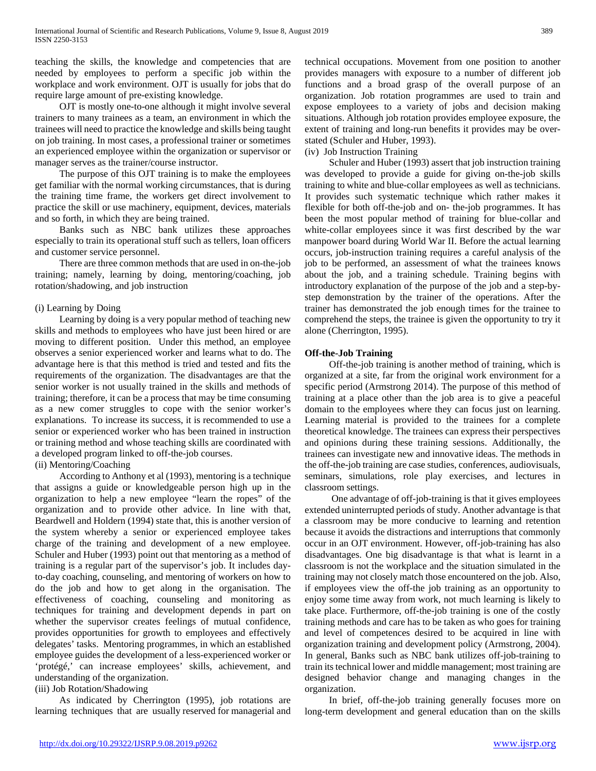teaching the skills, the knowledge and competencies that are needed by employees to perform a specific job within the workplace and work environment. OJT is usually for jobs that do require large amount of pre-existing knowledge.

OJT is mostly one-to-one although it might involve several trainers to many trainees as a team, an environment in which the trainees will need to practice the knowledge and skills being taught on job training. In most cases, a professional trainer or sometimes an experienced employee within the organization or supervisor or manager serves as the trainer/course instructor.

The purpose of this OJT training is to make the employees get familiar with the normal working circumstances, that is during the training time frame, the workers get direct involvement to practice the skill or use machinery, equipment, devices, materials and so forth, in which they are being trained.

Banks such as NBC bank utilizes these approaches especially to train its operational stuff such as tellers, loan officers and customer service personnel.

There are three common methods that are used in on-the-job training; namely, learning by doing, mentoring/coaching, job rotation/shadowing, and job instruction

(i) Learning by Doing

Learning by doing is a very popular method of teaching new skills and methods to employees who have just been hired or are moving to different position. Under this method, an employee observes a senior experienced worker and learns what to do. The advantage here is that this method is tried and tested and fits the requirements of the organization. The disadvantages are that the senior worker is not usually trained in the skills and methods of training; therefore, it can be a process that may be time consuming as a new comer struggles to cope with the senior worker's explanations. To increase its success, it is recommended to use a senior or experienced worker who has been trained in instruction or training method and whose teaching skills are coordinated with a developed program linked to off-the-job courses.

(ii) Mentoring/Coaching

According to Anthony et al (1993), mentoring is a technique that assigns a guide or knowledgeable person high up in the organization to help a new employee "learn the ropes" of the organization and to provide other advice. In line with that, Beardwell and Holdern (1994) state that, this is another version of the system whereby a senior or experienced employee takes charge of the training and development of a new employee. Schuler and Huber (1993) point out that mentoring as a method of training is a regular part of the supervisor's job. It includes day-to-day coaching, counseling, and mentoring of workers on how to do the job and how to get along in the organisation. The effectiveness of coaching, counseling and monitoring as techniques for training and development depends in part on whether the supervisor creates feelings of mutual confidence, provides opportunities for growth to employees and effectively delegates' tasks. Mentoring programmes, in which an established employee guides the development of a less-experienced worker or 'protégé,' can increase employees' skills, achievement, and understanding of the organization.

(iii) Job Rotation/Shadowing

As indicated by Cherrington (1995), job rotations are learning techniques that are usually reserved for managerial and technical occupations. Movement from one position to another provides managers with exposure to a number of different job functions and a broad grasp of the overall purpose of an organization. Job rotation programmes are used to train and expose employees to a variety of jobs and decision making situations. Although job rotation provides employee exposure, the extent of training and long-run benefits it provides may be over-stated (Schuler and Huber, 1993).

(iv) Job Instruction Training

Schuler and Huber (1993) assert that job instruction training was developed to provide a guide for giving on-the-job skills training to white and blue-collar employees as well as technicians. It provides such systematic technique which rather makes it flexible for both off-the-job and on- the-job programmes. It has been the most popular method of training for blue-collar and white-collar employees since it was first described by the war manpower board during World War II. Before the actual learning occurs, job-instruction training requires a careful analysis of the job to be performed, an assessment of what the trainees knows about the job, and a training schedule. Training begins with introductory explanation of the purpose of the job and a step-by-step demonstration by the trainer of the operations. After the trainer has demonstrated the job enough times for the trainee to comprehend the steps, the trainee is given the opportunity to try it alone (Cherrington, 1995).

**Off-the-Job Training**

Off-the-job training is another method of training, which is organized at a site, far from the original work environment for a specific period (Armstrong 2014). The purpose of this method of training at a place other than the job area is to give a peaceful domain to the employees where they can focus just on learning. Learning material is provided to the trainees for a complete theoretical knowledge. The trainees can express their perspectives and opinions during these training sessions. Additionally, the trainees can investigate new and innovative ideas. The methods in the off-the-job training are case studies, conferences, audiovisuals, seminars, simulations, role play exercises, and lectures in classroom settings.

One advantage of off-job-training is that it gives employees extended uninterrupted periods of study. Another advantage is that a classroom may be more conducive to learning and retention because it avoids the distractions and interruptions that commonly occur in an OJT environment. However, off-job-training has also disadvantages. One big disadvantage is that what is learnt in a classroom is not the workplace and the situation simulated in the training may not closely match those encountered on the job. Also, if employees view the off-the job training as an opportunity to enjoy some time away from work, not much learning is likely to take place. Furthermore, off-the-job training is one of the costly training methods and care has to be taken as who goes for training and level of competences desired to be acquired in line with organization training and development policy (Armstrong, 2004). In general, Banks such as NBC bank utilizes off-job-training to train its technical lower and middle management; most training are designed behavior change and managing changes in the organization.

In brief, off-the-job training generally focuses more on long-term development and general education than on the skills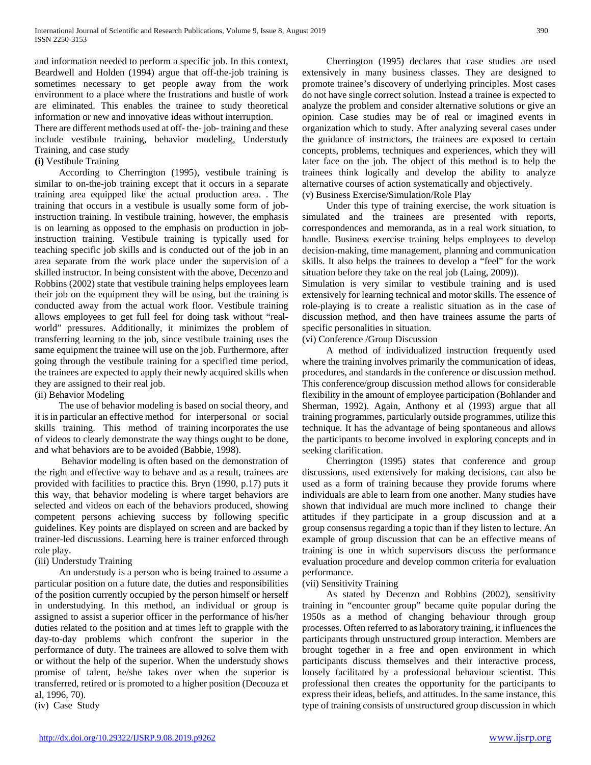and information needed to perform a specific job. In this context, Beardwell and Holden (1994) argue that off-the-job training is sometimes necessary to get people away from the work environment to a place where the frustrations and hustle of work are eliminated. This enables the trainee to study theoretical information or new and innovative ideas without interruption.

There are different methods used at off- the- job- training and these include vestibule training, behavior modeling, Understudy Training, and case study

**(i)** Vestibule Training

According to Cherrington (1995), vestibule training is similar to on-the-job training except that it occurs in a separate training area equipped like the actual production area. . The training that occurs in a vestibule is usually some form of job-instruction training. In vestibule training, however, the emphasis is on learning as opposed to the emphasis on production in job-instruction training. Vestibule training is typically used for teaching specific job skills and is conducted out of the job in an area separate from the work place under the supervision of a skilled instructor. In being consistent with the above, Decenzo and Robbins (2002) state that vestibule training helps employees learn their job on the equipment they will be using, but the training is conducted away from the actual work floor. Vestibule training allows employees to get full feel for doing task without "real-world" pressures. Additionally, it minimizes the problem of transferring learning to the job, since vestibule training uses the same equipment the trainee will use on the job. Furthermore, after going through the vestibule training for a specified time period, the trainees are expected to apply their newly acquired skills when they are assigned to their real job.

(ii) Behavior Modeling

The use of behavior modeling is based on social theory, and it is in particular an effective method for interpersonal or social skills training. This method of training incorporates the use of videos to clearly demonstrate the way things ought to be done, and what behaviors are to be avoided (Babbie, 1998).

Behavior modeling is often based on the demonstration of the right and effective way to behave and as a result, trainees are provided with facilities to practice this. Bryn (1990, p.17) puts it this way, that behavior modeling is where target behaviors are selected and videos on each of the behaviors produced, showing competent persons achieving success by following specific guidelines. Key points are displayed on screen and are backed by trainer-led discussions. Learning here is trainer enforced through role play.

(iii) Understudy Training

An understudy is a person who is being trained to assume a particular position on a future date, the duties and responsibilities of the position currently occupied by the person himself or herself in understudying. In this method, an individual or group is assigned to assist a superior officer in the performance of his/her duties related to the position and at times left to grapple with the day-to-day problems which confront the superior in the performance of duty. The trainees are allowed to solve them with or without the help of the superior. When the understudy shows promise of talent, he/she takes over when the superior is transferred, retired or is promoted to a higher position (Decouza et al, 1996, 70).

(iv) Case Study

Cherrington (1995) declares that case studies are used extensively in many business classes. They are designed to promote trainee's discovery of underlying principles. Most cases do not have single correct solution. Instead a trainee is expected to analyze the problem and consider alternative solutions or give an opinion. Case studies may be of real or imagined events in organization which to study. After analyzing several cases under the guidance of instructors, the trainees are exposed to certain concepts, problems, techniques and experiences, which they will later face on the job. The object of this method is to help the trainees think logically and develop the ability to analyze alternative courses of action systematically and objectively.

(v) Business Exercise/Simulation/Role Play

Under this type of training exercise, the work situation is simulated and the trainees are presented with reports, correspondences and memoranda, as in a real work situation, to handle. Business exercise training helps employees to develop decision-making, time management, planning and communication skills. It also helps the trainees to develop a "feel" for the work situation before they take on the real job (Laing, 2009)).

Simulation is very similar to vestibule training and is used extensively for learning technical and motor skills. The essence of role-playing is to create a realistic situation as in the case of discussion method, and then have trainees assume the parts of specific personalities in situation.

(vi) Conference /Group Discussion

A method of individualized instruction frequently used where the training involves primarily the communication of ideas, procedures, and standards in the conference or discussion method. This conference/group discussion method allows for considerable flexibility in the amount of employee participation (Bohlander and Sherman, 1992). Again, Anthony et al (1993) argue that all training programmes, particularly outside programmes, utilize this technique. It has the advantage of being spontaneous and allows the participants to become involved in exploring concepts and in seeking clarification.

Cherrington (1995) states that conference and group discussions, used extensively for making decisions, can also be used as a form of training because they provide forums where individuals are able to learn from one another. Many studies have shown that individual are much more inclined to change their attitudes if they participate in a group discussion and at a group consensus regarding a topic than if they listen to lecture. An example of group discussion that can be an effective means of training is one in which supervisors discuss the performance evaluation procedure and develop common criteria for evaluation performance.

(vii) Sensitivity Training

As stated by Decenzo and Robbins (2002), sensitivity training in "encounter group" became quite popular during the 1950s as a method of changing behaviour through group processes. Often referred to as laboratory training, it influences the participants through unstructured group interaction. Members are brought together in a free and open environment in which participants discuss themselves and their interactive process, loosely facilitated by a professional behaviour scientist. This professional then creates the opportunity for the participants to express their ideas, beliefs, and attitudes. In the same instance, this type of training consists of unstructured group discussion in which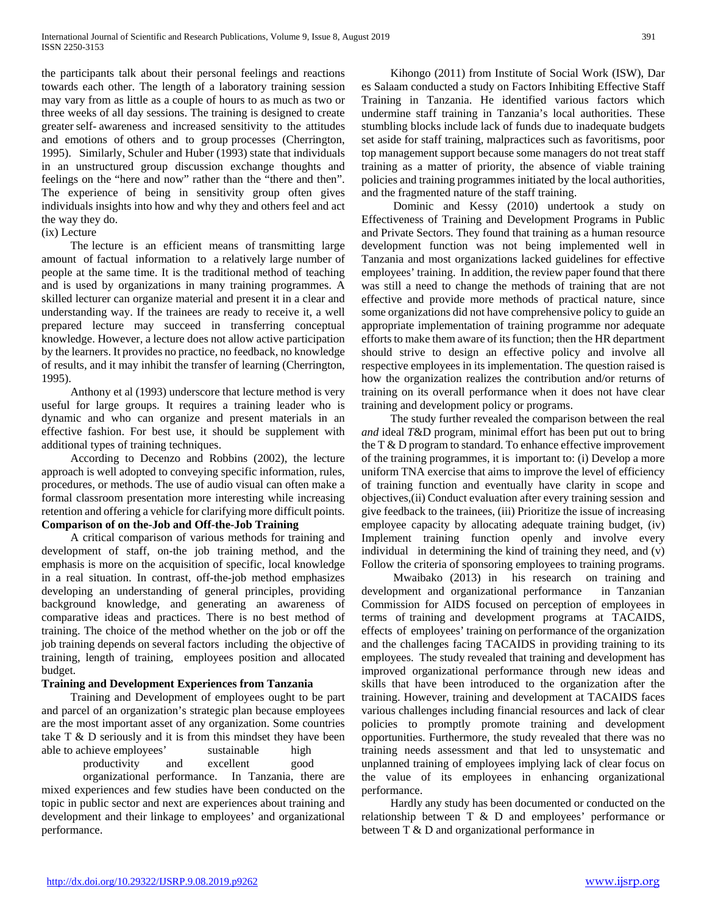the participants talk about their personal feelings and reactions towards each other. The length of a laboratory training session may vary from as little as a couple of hours to as much as two or three weeks of all day sessions. The training is designed to create greater self- awareness and increased sensitivity to the attitudes and emotions of others and to group processes (Cherrington, 1995). Similarly, Schuler and Huber (1993) state that individuals in an unstructured group discussion exchange thoughts and feelings on the "here and now" rather than the "there and then". The experience of being in sensitivity group often gives individuals insights into how and why they and others feel and act the way they do.

(ix) Lecture

The lecture is an efficient means of transmitting large amount of factual information to a relatively large number of people at the same time. It is the traditional method of teaching and is used by organizations in many training programmes. A skilled lecturer can organize material and present it in a clear and understanding way. If the trainees are ready to receive it, a well prepared lecture may succeed in transferring conceptual knowledge. However, a lecture does not allow active participation by the learners. It provides no practice, no feedback, no knowledge of results, and it may inhibit the transfer of learning (Cherrington, 1995).

Anthony et al (1993) underscore that lecture method is very useful for large groups. It requires a training leader who is dynamic and who can organize and present materials in an effective fashion. For best use, it should be supplement with additional types of training techniques.

According to Decenzo and Robbins (2002), the lecture approach is well adopted to conveying specific information, rules, procedures, or methods. The use of audio visual can often make a formal classroom presentation more interesting while increasing retention and offering a vehicle for clarifying more difficult points.

**Comparison of on the-Job and Off-the-Job Training**

A critical comparison of various methods for training and development of staff, on-the job training method, and the emphasis is more on the acquisition of specific, local knowledge in a real situation. In contrast, off-the-job method emphasizes developing an understanding of general principles, providing background knowledge, and generating an awareness of comparative ideas and practices. There is no best method of training. The choice of the method whether on the job or off the job training depends on several factors including the objective of training, length of training, employees position and allocated budget.

**Training and Development Experiences from Tanzania**

Training and Development of employees ought to be part and parcel of an organization's strategic plan because employees are the most important asset of any organization. Some countries take T & D seriously and it is from this mindset they have been able to achieve employees' sustainable high productivity and excellent good organizational performance. In Tanzania, there are mixed experiences and few studies have been conducted on the topic in public sector and next are experiences about training and development and their linkage to employees' and organizational performance.

Kihongo (2011) from Institute of Social Work (ISW), Dar es Salaam conducted a study on Factors Inhibiting Effective Staff Training in Tanzania. He identified various factors which undermine staff training in Tanzania's local authorities. These stumbling blocks include lack of funds due to inadequate budgets set aside for staff training, malpractices such as favoritisms, poor top management support because some managers do not treat staff training as a matter of priority, the absence of viable training policies and training programmes initiated by the local authorities, and the fragmented nature of the staff training.

Dominic and Kessy (2010) undertook a study on Effectiveness of Training and Development Programs in Public and Private Sectors. They found that training as a human resource development function was not being implemented well in Tanzania and most organizations lacked guidelines for effective employees' training. In addition, the review paper found that there was still a need to change the methods of training that are not effective and provide more methods of practical nature, since some organizations did not have comprehensive policy to guide an appropriate implementation of training programme nor adequate efforts to make them aware of its function; then the HR department should strive to design an effective policy and involve all respective employees in its implementation. The question raised is how the organization realizes the contribution and/or returns of training on its overall performance when it does not have clear training and development policy or programs.

The study further revealed the comparison between the real *and* ideal *T*&D program, minimal effort has been put out to bring the T & D program to standard. To enhance effective improvement of the training programmes, it is important to: (i) Develop a more uniform TNA exercise that aims to improve the level of efficiency of training function and eventually have clarity in scope and objectives,(ii) Conduct evaluation after every training session and give feedback to the trainees, (iii) Prioritize the issue of increasing employee capacity by allocating adequate training budget, (iv) Implement training function openly and involve every individual in determining the kind of training they need, and (v) Follow the criteria of sponsoring employees to training programs.

Mwaibako (2013) in his research on training and development and organizational performance in Tanzanian Commission for AIDS focused on perception of employees in terms of training and development programs at TACAIDS, effects of employees' training on performance of the organization and the challenges facing TACAIDS in providing training to its employees. The study revealed that training and development has improved organizational performance through new ideas and skills that have been introduced to the organization after the training. However, training and development at TACAIDS faces various challenges including financial resources and lack of clear policies to promptly promote training and development opportunities. Furthermore, the study revealed that there was no training needs assessment and that led to unsystematic and unplanned training of employees implying lack of clear focus on the value of its employees in enhancing organizational performance.

Hardly any study has been documented or conducted on the relationship between T & D and employees' performance or between T & D and organizational performance in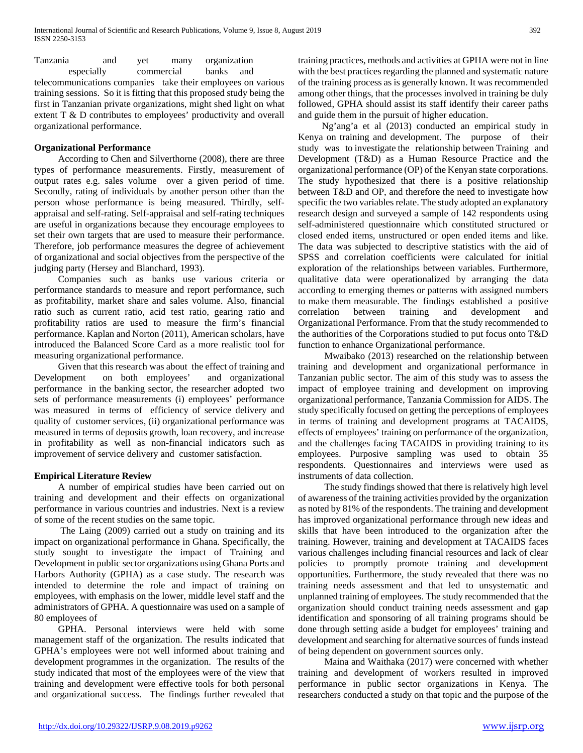Tanzania and yet many organization especially commercial banks and telecommunications companies take their employees on various training sessions. So it is fitting that this proposed study being the first in Tanzanian private organizations, might shed light on what extent T & D contributes to employees' productivity and overall organizational performance.

### Organizational Performance

According to Chen and Silverthorne (2008), there are three types of performance measurements. Firstly, measurement of output rates e.g. sales volume over a given period of time. Secondly, rating of individuals by another person other than the person whose performance is being measured. Thirdly, self-appraisal and self-rating. Self-appraisal and self-rating techniques are useful in organizations because they encourage employees to set their own targets that are used to measure their performance. Therefore, job performance measures the degree of achievement of organizational and social objectives from the perspective of the judging party (Hersey and Blanchard, 1993).

Companies such as banks use various criteria or performance standards to measure and report performance, such as profitability, market share and sales volume. Also, financial ratio such as current ratio, acid test ratio, gearing ratio and profitability ratios are used to measure the firm's financial performance. Kaplan and Norton (2011), American scholars, have introduced the Balanced Score Card as a more realistic tool for measuring organizational performance.

Given that this research was about the effect of training and Development on both employees' and organizational performance in the banking sector, the researcher adopted two sets of performance measurements (i) employees' performance was measured in terms of efficiency of service delivery and quality of customer services, (ii) organizational performance was measured in terms of deposits growth, loan recovery, and increase in profitability as well as non-financial indicators such as improvement of service delivery and customer satisfaction.

### Empirical Literature Review

A number of empirical studies have been carried out on training and development and their effects on organizational performance in various countries and industries. Next is a review of some of the recent studies on the same topic.

The Laing (2009) carried out a study on training and its impact on organizational performance in Ghana. Specifically, the study sought to investigate the impact of Training and Development in public sector organizations using Ghana Ports and Harbors Authority (GPHA) as a case study. The research was intended to determine the role and impact of training on employees, with emphasis on the lower, middle level staff and the administrators of GPHA. A questionnaire was used on a sample of 80 employees of

GPHA. Personal interviews were held with some management staff of the organization. The results indicated that GPHA's employees were not well informed about training and development programmes in the organization. The results of the study indicated that most of the employees were of the view that training and development were effective tools for both personal and organizational success. The findings further revealed that training practices, methods and activities at GPHA were not in line with the best practices regarding the planned and systematic nature of the training process as is generally known. It was recommended among other things, that the processes involved in training be duly followed, GPHA should assist its staff identify their career paths and guide them in the pursuit of higher education.

Ng'ang'a et al (2013) conducted an empirical study in Kenya on training and development. The purpose of their study was to investigate the relationship between Training and Development (T&D) as a Human Resource Practice and the organizational performance (OP) of the Kenyan state corporations. The study hypothesized that there is a positive relationship between T&D and OP, and therefore the need to investigate how specific the two variables relate. The study adopted an explanatory research design and surveyed a sample of 142 respondents using self-administered questionnaire which constituted structured or closed ended items, unstructured or open ended items and like. The data was subjected to descriptive statistics with the aid of SPSS and correlation coefficients were calculated for initial exploration of the relationships between variables. Furthermore, qualitative data were operationalized by arranging the data according to emerging themes or patterns with assigned numbers to make them measurable. The findings established a positive correlation between training and development and Organizational Performance. From that the study recommended to the authorities of the Corporations studied to put focus onto T&D function to enhance Organizational performance.

Mwaibako (2013) researched on the relationship between training and development and organizational performance in Tanzanian public sector. The aim of this study was to assess the impact of employee training and development on improving organizational performance, Tanzania Commission for AIDS. The study specifically focused on getting the perceptions of employees in terms of training and development programs at TACAIDS, effects of employees' training on performance of the organization, and the challenges facing TACAIDS in providing training to its employees. Purposive sampling was used to obtain 35 respondents. Questionnaires and interviews were used as instruments of data collection.

The study findings showed that there is relatively high level of awareness of the training activities provided by the organization as noted by 81% of the respondents. The training and development has improved organizational performance through new ideas and skills that have been introduced to the organization after the training. However, training and development at TACAIDS faces various challenges including financial resources and lack of clear policies to promptly promote training and development opportunities. Furthermore, the study revealed that there was no training needs assessment and that led to unsystematic and unplanned training of employees. The study recommended that the organization should conduct training needs assessment and gap identification and sponsoring of all training programs should be done through setting aside a budget for employees' training and development and searching for alternative sources of funds instead of being dependent on government sources only.

Maina and Waithaka (2017) were concerned with whether training and development of workers resulted in improved performance in public sector organizations in Kenya. The researchers conducted a study on that topic and the purpose of the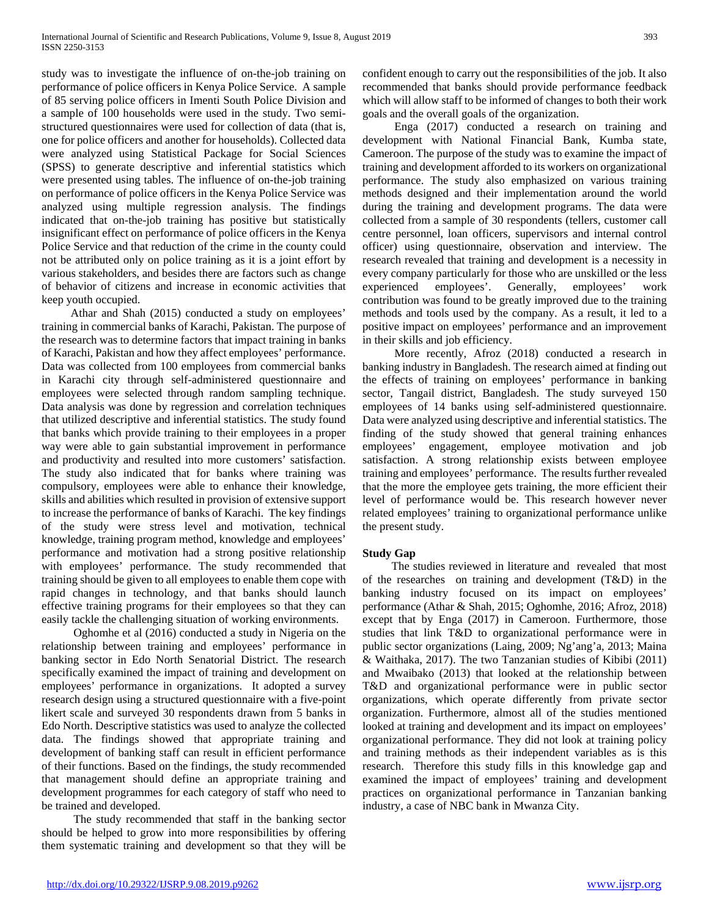study was to investigate the influence of on-the-job training on performance of police officers in Kenya Police Service. A sample of 85 serving police officers in Imenti South Police Division and a sample of 100 households were used in the study. Two semi-structured questionnaires were used for collection of data (that is, one for police officers and another for households). Collected data were analyzed using Statistical Package for Social Sciences (SPSS) to generate descriptive and inferential statistics which were presented using tables. The influence of on-the-job training on performance of police officers in the Kenya Police Service was analyzed using multiple regression analysis. The findings indicated that on-the-job training has positive but statistically insignificant effect on performance of police officers in the Kenya Police Service and that reduction of the crime in the county could not be attributed only on police training as it is a joint effort by various stakeholders, and besides there are factors such as change of behavior of citizens and increase in economic activities that keep youth occupied.

Athar and Shah (2015) conducted a study on employees' training in commercial banks of Karachi, Pakistan. The purpose of the research was to determine factors that impact training in banks of Karachi, Pakistan and how they affect employees' performance. Data was collected from 100 employees from commercial banks in Karachi city through self-administered questionnaire and employees were selected through random sampling technique. Data analysis was done by regression and correlation techniques that utilized descriptive and inferential statistics. The study found that banks which provide training to their employees in a proper way were able to gain substantial improvement in performance and productivity and resulted into more customers' satisfaction. The study also indicated that for banks where training was compulsory, employees were able to enhance their knowledge, skills and abilities which resulted in provision of extensive support to increase the performance of banks of Karachi. The key findings of the study were stress level and motivation, technical knowledge, training program method, knowledge and employees' performance and motivation had a strong positive relationship with employees' performance. The study recommended that training should be given to all employees to enable them cope with rapid changes in technology, and that banks should launch effective training programs for their employees so that they can easily tackle the challenging situation of working environments.

Oghomhe et al (2016) conducted a study in Nigeria on the relationship between training and employees' performance in banking sector in Edo North Senatorial District. The research specifically examined the impact of training and development on employees' performance in organizations. It adopted a survey research design using a structured questionnaire with a five-point likert scale and surveyed 30 respondents drawn from 5 banks in Edo North. Descriptive statistics was used to analyze the collected data. The findings showed that appropriate training and development of banking staff can result in efficient performance of their functions. Based on the findings, the study recommended that management should define an appropriate training and development programmes for each category of staff who need to be trained and developed.

The study recommended that staff in the banking sector should be helped to grow into more responsibilities by offering them systematic training and development so that they will be confident enough to carry out the responsibilities of the job. It also recommended that banks should provide performance feedback which will allow staff to be informed of changes to both their work goals and the overall goals of the organization.

Enga (2017) conducted a research on training and development with National Financial Bank, Kumba state, Cameroon. The purpose of the study was to examine the impact of training and development afforded to its workers on organizational performance. The study also emphasized on various training methods designed and their implementation around the world during the training and development programs. The data were collected from a sample of 30 respondents (tellers, customer call centre personnel, loan officers, supervisors and internal control officer) using questionnaire, observation and interview. The research revealed that training and development is a necessity in every company particularly for those who are unskilled or the less experienced employees'. Generally, employees' work contribution was found to be greatly improved due to the training methods and tools used by the company. As a result, it led to a positive impact on employees' performance and an improvement in their skills and job efficiency.

More recently, Afroz (2018) conducted a research in banking industry in Bangladesh. The research aimed at finding out the effects of training on employees' performance in banking sector, Tangail district, Bangladesh. The study surveyed 150 employees of 14 banks using self-administered questionnaire. Data were analyzed using descriptive and inferential statistics. The finding of the study showed that general training enhances employees' engagement, employee motivation and job satisfaction. A strong relationship exists between employee training and employees' performance. The results further revealed that the more the employee gets training, the more efficient their level of performance would be. This research however never related employees' training to organizational performance unlike the present study.

**Study Gap**

The studies reviewed in literature and revealed that most of the researches on training and development (T&D) in the banking industry focused on its impact on employees' performance (Athar & Shah, 2015; Oghomhe, 2016; Afroz, 2018) except that by Enga (2017) in Cameroon. Furthermore, those studies that link T&D to organizational performance were in public sector organizations (Laing, 2009; Ng'ang'a, 2013; Maina & Waithaka, 2017). The two Tanzanian studies of Kibibi (2011) and Mwaibako (2013) that looked at the relationship between T&D and organizational performance were in public sector organizations, which operate differently from private sector organization. Furthermore, almost all of the studies mentioned looked at training and development and its impact on employees' organizational performance. They did not look at training policy and training methods as their independent variables as is this research. Therefore this study fills in this knowledge gap and examined the impact of employees' training and development practices on organizational performance in Tanzanian banking industry, a case of NBC bank in Mwanza City.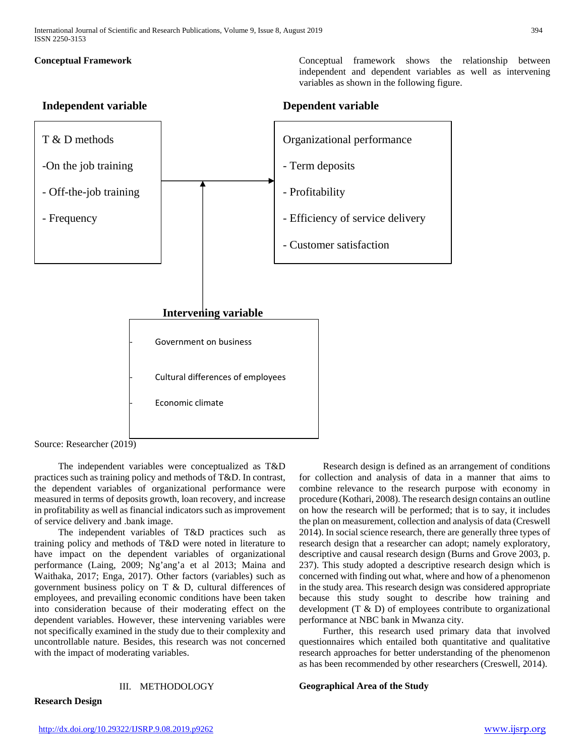**Conceptual Framework**

Conceptual framework shows the relationship between independent and dependent variables as well as intervening variables as shown in the following figure.

**Independent variable**

T & D methods

- On the job training
- Off-the-job training
- Frequency

**Dependent variable**

Organizational performance

- Term deposits
- Profitability
- Efficiency of service delivery
- Customer satisfaction

**Intervening variable**

- Government on business
- Cultural differences of employees
- Economic climate

Source: Researcher (2019)

The independent variables were conceptualized as T&D practices such as training policy and methods of T&D. In contrast, the dependent variables of organizational performance were measured in terms of deposits growth, loan recovery, and increase in profitability as well as financial indicators such as improvement of service delivery and .bank image.

The independent variables of T&D practices such as training policy and methods of T&D were noted in literature to have impact on the dependent variables of organizational performance (Laing, 2009; Ng'ang'a et al 2013; Maina and Waithaka, 2017; Enga, 2017). Other factors (variables) such as government business policy on T & D, cultural differences of employees, and prevailing economic conditions have been taken into consideration because of their moderating effect on the dependent variables. However, these intervening variables were not specifically examined in the study due to their complexity and uncontrollable nature. Besides, this research was not concerned with the impact of moderating variables.

## III. METHODOLOGY

**Research Design**

Research design is defined as an arrangement of conditions for collection and analysis of data in a manner that aims to combine relevance to the research purpose with economy in procedure (Kothari, 2008). The research design contains an outline on how the research will be performed; that is to say, it includes the plan on measurement, collection and analysis of data (Creswell 2014). In social science research, there are generally three types of research design that a researcher can adopt; namely exploratory, descriptive and causal research design (Burns and Grove 2003, p. 237). This study adopted a descriptive research design which is concerned with finding out what, where and how of a phenomenon in the study area. This research design was considered appropriate because this study sought to describe how training and development (T & D) of employees contribute to organizational performance at NBC bank in Mwanza city.

Further, this research used primary data that involved questionnaires which entailed both quantitative and qualitative research approaches for better understanding of the phenomenon as has been recommended by other researchers (Creswell, 2014).

**Geographical Area of the Study**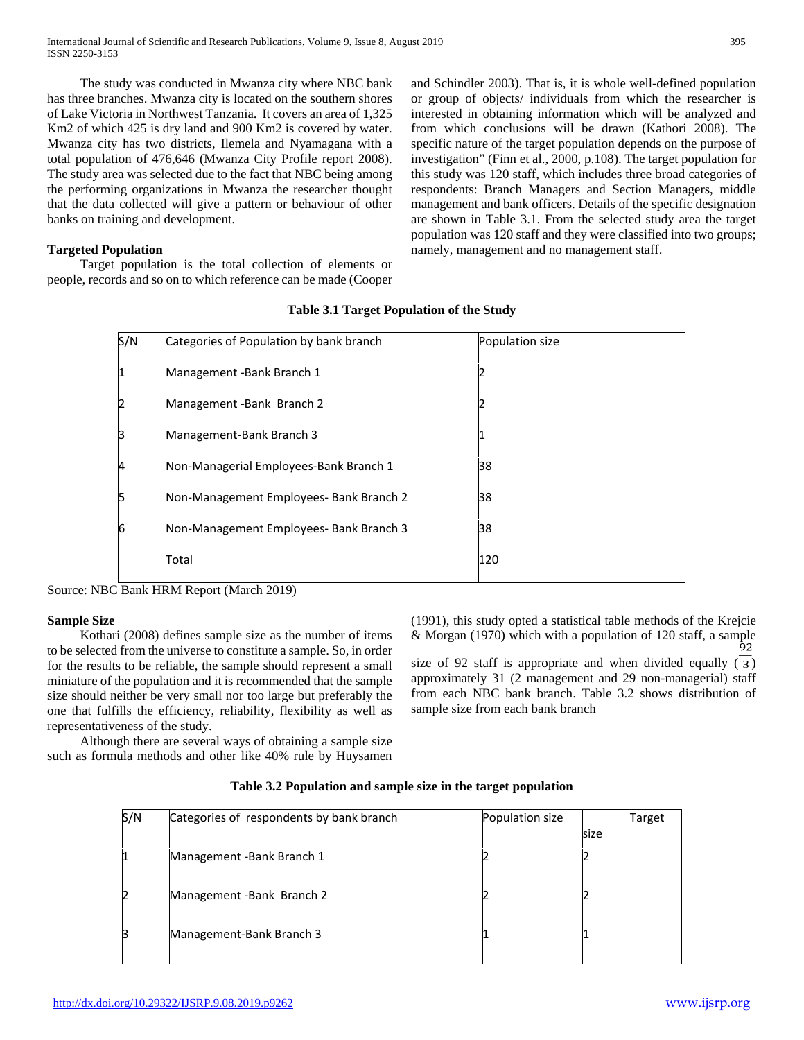The study was conducted in Mwanza city where NBC bank has three branches. Mwanza city is located on the southern shores of Lake Victoria in Northwest Tanzania. It covers an area of 1,325 Km2 of which 425 is dry land and 900 Km2 is covered by water. Mwanza city has two districts, Ilemela and Nyamagana with a total population of 476,646 (Mwanza City Profile report 2008). The study area was selected due to the fact that NBC being among the performing organizations in Mwanza the researcher thought that the data collected will give a pattern or behaviour of other banks on training and development.

**Targeted Population**

Target population is the total collection of elements or people, records and so on to which reference can be made (Cooper and Schindler 2003). That is, it is whole well-defined population or group of objects/ individuals from which the researcher is interested in obtaining information which will be analyzed and from which conclusions will be drawn (Kathori 2008). The specific nature of the target population depends on the purpose of investigation" (Finn et al., 2000, p.108). The target population for this study was 120 staff, which includes three broad categories of respondents: Branch Managers and Section Managers, middle management and bank officers. Details of the specific designation are shown in Table 3.1. From the selected study area the target population was 120 staff and they were classified into two groups; namely, management and no management staff.

**Table 3.1 Target Population of the Study**

| S/N | Categories of Population by bank branch | Population size |
|---|---|---|
| 1 | Management -Bank Branch 1 | 2 |
| 2 | Management -Bank Branch 2 | 2 |
| 3 | Management-Bank Branch 3 | 1 |
| 4 | Non-Managerial Employees-Bank Branch 1 | 38 |
| 5 | Non-Management Employees- Bank Branch 2 | 38 |
| 6 | Non-Management Employees- Bank Branch 3 | 38 |
| | Total | 120 |

Source: NBC Bank HRM Report (March 2019)

**Sample Size**

Kothari (2008) defines sample size as the number of items to be selected from the universe to constitute a sample. So, in order for the results to be reliable, the sample should represent a small miniature of the population and it is recommended that the sample size should neither be very small nor too large but preferably the one that fulfills the efficiency, reliability, flexibility as well as representativeness of the study.

Although there are several ways of obtaining a sample size such as formula methods and other like 40% rule by Huysamen (1991), this study opted a statistical table methods of the Krejcie & Morgan (1970) which with a population of 120 staff, a sample size of 92 staff is appropriate and when divided equally $(\frac{92}{3})$ approximately 31 (2 management and 29 non-managerial) staff from each NBC bank branch. Table 3.2 shows distribution of sample size from each bank branch

**Table 3.2 Population and sample size in the target population**

| S/N | Categories of respondents by bank branch | Population size | Target size |
|---|---|---|---|
| 1 | Management -Bank Branch 1 | 2 | 2 |
| 2 | Management -Bank Branch 2 | 2 | 2 |
| 3 | Management-Bank Branch 3 | 1 | 1 |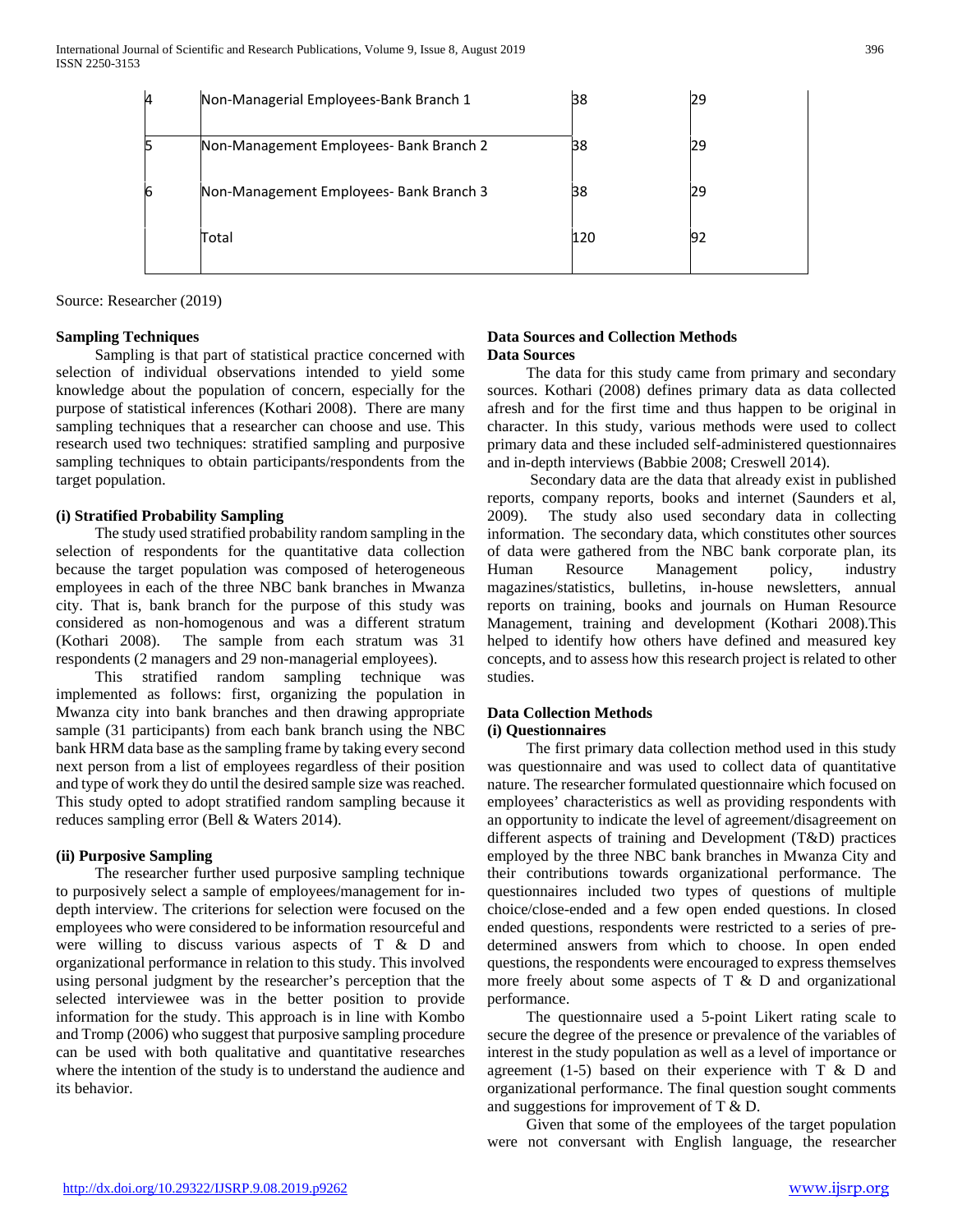| 4 | Non-Managerial Employees-Bank Branch 1 | 38 | 29 |
|---|---|---|---|
| 5 | Non-Management Employees- Bank Branch 2 | 38 | 29 |
| 6 | Non-Management Employees- Bank Branch 3 | 38 | 29 |
| | Total | 120 | 92 |

Source: Researcher (2019)

### Sampling Techniques

Sampling is that part of statistical practice concerned with selection of individual observations intended to yield some knowledge about the population of concern, especially for the purpose of statistical inferences (Kothari 2008). There are many sampling techniques that a researcher can choose and use. This research used two techniques: stratified sampling and purposive sampling techniques to obtain participants/respondents from the target population.

#### (i) Stratified Probability Sampling

The study used stratified probability random sampling in the selection of respondents for the quantitative data collection because the target population was composed of heterogeneous employees in each of the three NBC bank branches in Mwanza city. That is, bank branch for the purpose of this study was considered as non-homogenous and was a different stratum (Kothari 2008). The sample from each stratum was 31 respondents (2 managers and 29 non-managerial employees).

This stratified random sampling technique was implemented as follows: first, organizing the population in Mwanza city into bank branches and then drawing appropriate sample (31 participants) from each bank branch using the NBC bank HRM data base as the sampling frame by taking every second next person from a list of employees regardless of their position and type of work they do until the desired sample size was reached. This study opted to adopt stratified random sampling because it reduces sampling error (Bell & Waters 2014).

#### (ii) Purposive Sampling

The researcher further used purposive sampling technique to purposively select a sample of employees/management for in-depth interview. The criterions for selection were focused on the employees who were considered to be information resourceful and were willing to discuss various aspects of T & D and organizational performance in relation to this study. This involved using personal judgment by the researcher's perception that the selected interviewee was in the better position to provide information for the study. This approach is in line with Kombo and Tromp (2006) who suggest that purposive sampling procedure can be used with both qualitative and quantitative researches where the intention of the study is to understand the audience and its behavior.

### Data Sources and Collection Methods

#### Data Sources

The data for this study came from primary and secondary sources. Kothari (2008) defines primary data as data collected afresh and for the first time and thus happen to be original in character. In this study, various methods were used to collect primary data and these included self-administered questionnaires and in-depth interviews (Babbie 2008; Creswell 2014).

Secondary data are the data that already exist in published reports, company reports, books and internet (Saunders et al, 2009). The study also used secondary data in collecting information. The secondary data, which constitutes other sources of data were gathered from the NBC bank corporate plan, its Human Resource Management policy, industry magazines/statistics, bulletins, in-house newsletters, annual reports on training, books and journals on Human Resource Management, training and development (Kothari 2008).This helped to identify how others have defined and measured key concepts, and to assess how this research project is related to other studies.

### Data Collection Methods

#### (i) Questionnaires

The first primary data collection method used in this study was questionnaire and was used to collect data of quantitative nature. The researcher formulated questionnaire which focused on employees' characteristics as well as providing respondents with an opportunity to indicate the level of agreement/disagreement on different aspects of training and Development (T&D) practices employed by the three NBC bank branches in Mwanza City and their contributions towards organizational performance. The questionnaires included two types of questions of multiple choice/close-ended and a few open ended questions. In closed ended questions, respondents were restricted to a series of pre-determined answers from which to choose. In open ended questions, the respondents were encouraged to express themselves more freely about some aspects of T & D and organizational performance.

The questionnaire used a 5-point Likert rating scale to secure the degree of the presence or prevalence of the variables of interest in the study population as well as a level of importance or agreement (1-5) based on their experience with T & D and organizational performance. The final question sought comments and suggestions for improvement of T & D.

Given that some of the employees of the target population were not conversant with English language, the researcher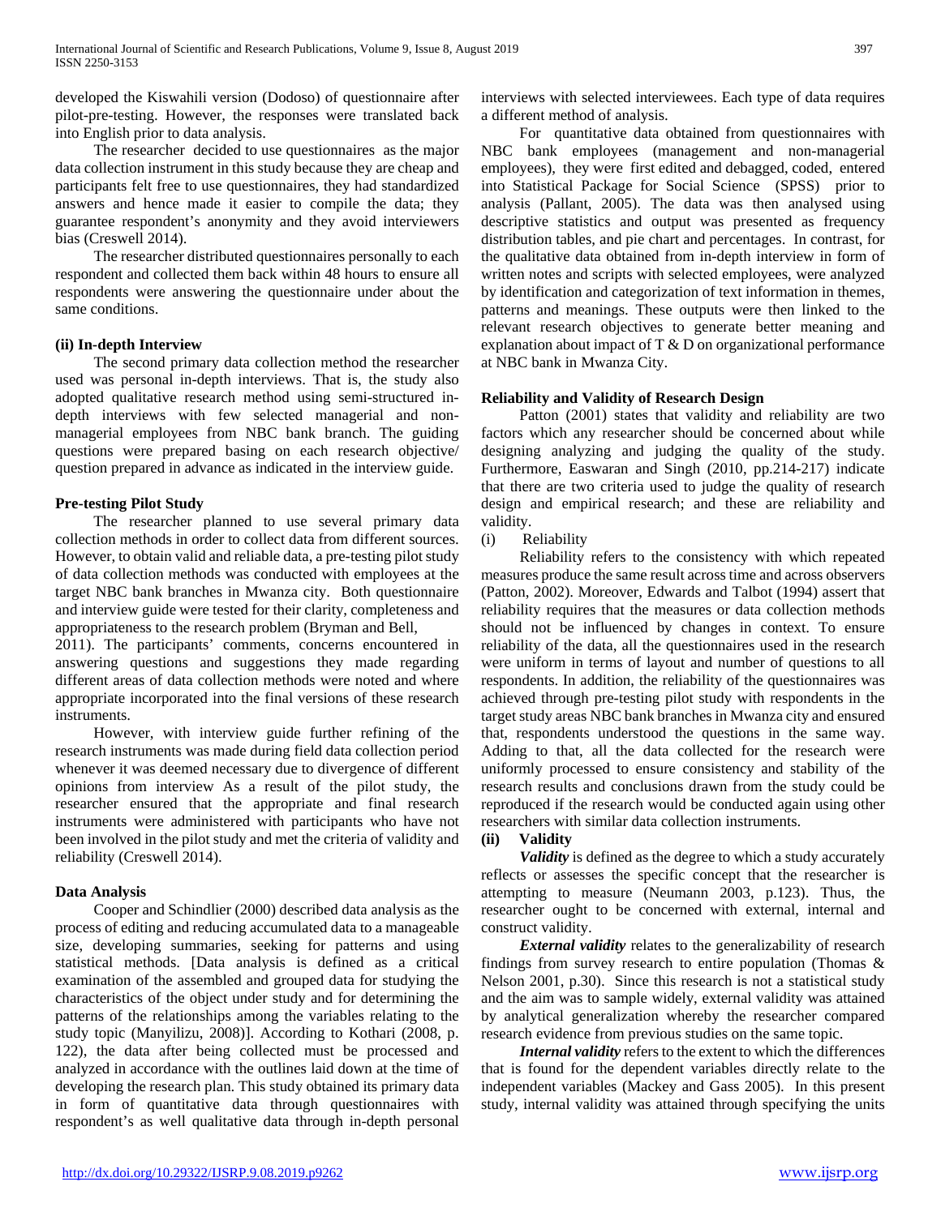developed the Kiswahili version (Dodoso) of questionnaire after pilot-pre-testing. However, the responses were translated back into English prior to data analysis.

The researcher decided to use questionnaires as the major data collection instrument in this study because they are cheap and participants felt free to use questionnaires, they had standardized answers and hence made it easier to compile the data; they guarantee respondent's anonymity and they avoid interviewers bias (Creswell 2014).

The researcher distributed questionnaires personally to each respondent and collected them back within 48 hours to ensure all respondents were answering the questionnaire under about the same conditions.

**(ii) In-depth Interview**

The second primary data collection method the researcher used was personal in-depth interviews. That is, the study also adopted qualitative research method using semi-structured in-depth interviews with few selected managerial and non-managerial employees from NBC bank branch. The guiding questions were prepared basing on each research objective/ question prepared in advance as indicated in the interview guide.

**Pre-testing Pilot Study**

The researcher planned to use several primary data collection methods in order to collect data from different sources. However, to obtain valid and reliable data, a pre-testing pilot study of data collection methods was conducted with employees at the target NBC bank branches in Mwanza city. Both questionnaire and interview guide were tested for their clarity, completeness and appropriateness to the research problem (Bryman and Bell, 2011). The participants' comments, concerns encountered in answering questions and suggestions they made regarding different areas of data collection methods were noted and where appropriate incorporated into the final versions of these research instruments.

However, with interview guide further refining of the research instruments was made during field data collection period whenever it was deemed necessary due to divergence of different opinions from interview As a result of the pilot study, the researcher ensured that the appropriate and final research instruments were administered with participants who have not been involved in the pilot study and met the criteria of validity and reliability (Creswell 2014).

**Data Analysis**

Cooper and Schindlier (2000) described data analysis as the process of editing and reducing accumulated data to a manageable size, developing summaries, seeking for patterns and using statistical methods. [Data analysis is defined as a critical examination of the assembled and grouped data for studying the characteristics of the object under study and for determining the patterns of the relationships among the variables relating to the study topic (Manyilizu, 2008)]. According to Kothari (2008, p. 122), the data after being collected must be processed and analyzed in accordance with the outlines laid down at the time of developing the research plan. This study obtained its primary data in form of quantitative data through questionnaires with respondent's as well qualitative data through in-depth personal interviews with selected interviewees. Each type of data requires a different method of analysis.

For quantitative data obtained from questionnaires with NBC bank employees (management and non-managerial employees), they were first edited and debagged, coded, entered into Statistical Package for Social Science (SPSS) prior to analysis (Pallant, 2005). The data was then analysed using descriptive statistics and output was presented as frequency distribution tables, and pie chart and percentages. In contrast, for the qualitative data obtained from in-depth interview in form of written notes and scripts with selected employees, were analyzed by identification and categorization of text information in themes, patterns and meanings. These outputs were then linked to the relevant research objectives to generate better meaning and explanation about impact of T & D on organizational performance at NBC bank in Mwanza City.

**Reliability and Validity of Research Design**

Patton (2001) states that validity and reliability are two factors which any researcher should be concerned about while designing analyzing and judging the quality of the study. Furthermore, Easwaran and Singh (2010, pp.214-217) indicate that there are two criteria used to judge the quality of research design and empirical research; and these are reliability and validity.

(i) Reliability

Reliability refers to the consistency with which repeated measures produce the same result across time and across observers (Patton, 2002). Moreover, Edwards and Talbot (1994) assert that reliability requires that the measures or data collection methods should not be influenced by changes in context. To ensure reliability of the data, all the questionnaires used in the research were uniform in terms of layout and number of questions to all respondents. In addition, the reliability of the questionnaires was achieved through pre-testing pilot study with respondents in the target study areas NBC bank branches in Mwanza city and ensured that, respondents understood the questions in the same way. Adding to that, all the data collected for the research were uniformly processed to ensure consistency and stability of the research results and conclusions drawn from the study could be reproduced if the research would be conducted again using other researchers with similar data collection instruments.

**(ii) Validity**

***Validity*** is defined as the degree to which a study accurately reflects or assesses the specific concept that the researcher is attempting to measure (Neumann 2003, p.123). Thus, the researcher ought to be concerned with external, internal and construct validity.

***External validity*** relates to the generalizability of research findings from survey research to entire population (Thomas & Nelson 2001, p.30). Since this research is not a statistical study and the aim was to sample widely, external validity was attained by analytical generalization whereby the researcher compared research evidence from previous studies on the same topic.

***Internal validity*** refers to the extent to which the differences that is found for the dependent variables directly relate to the independent variables (Mackey and Gass 2005). In this present study, internal validity was attained through specifying the units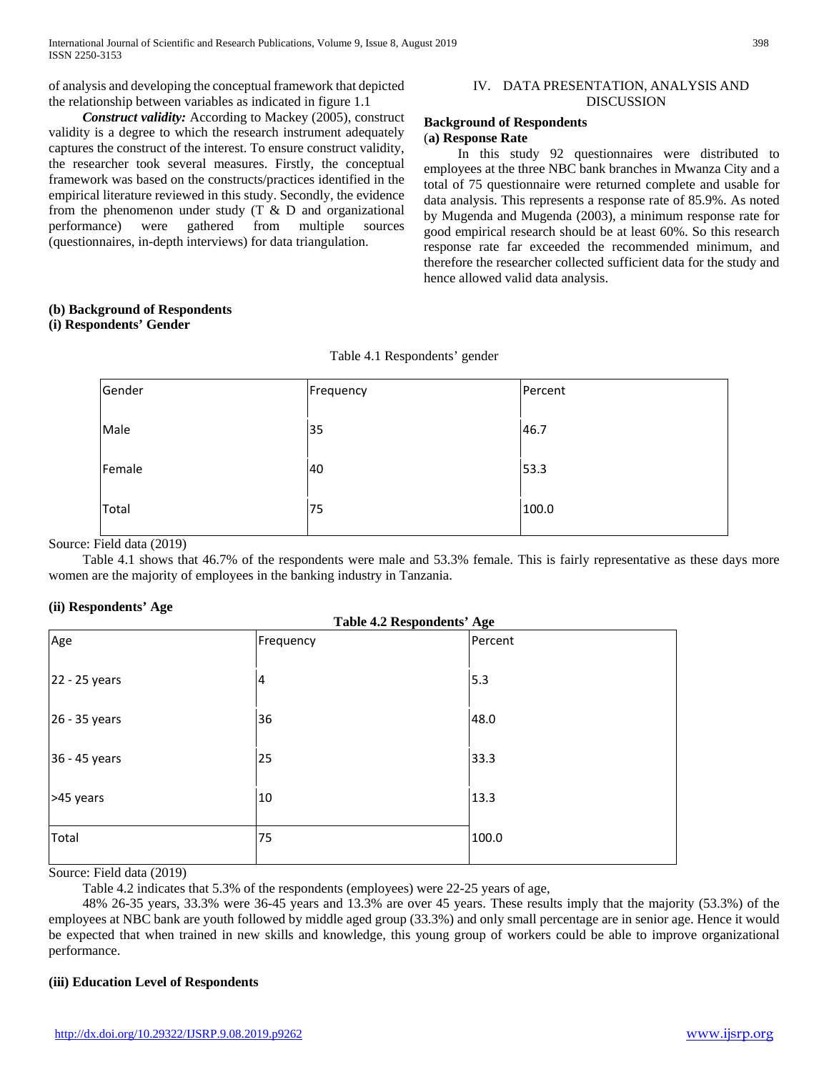of analysis and developing the conceptual framework that depicted the relationship between variables as indicated in figure 1.1

***Construct validity:*** According to Mackey (2005), construct validity is a degree to which the research instrument adequately captures the construct of the interest. To ensure construct validity, the researcher took several measures. Firstly, the conceptual framework was based on the constructs/practices identified in the empirical literature reviewed in this study. Secondly, the evidence from the phenomenon under study (T & D and organizational performance) were gathered from multiple sources (questionnaires, in-depth interviews) for data triangulation.

## IV. DATA PRESENTATION, ANALYSIS AND DISCUSSION

### Background of Respondents

**(a) Response Rate**

In this study 92 questionnaires were distributed to employees at the three NBC bank branches in Mwanza City and a total of 75 questionnaire were returned complete and usable for data analysis. This represents a response rate of 85.9%. As noted by Mugenda and Mugenda (2003), a minimum response rate for good empirical research should be at least 60%. So this research response rate far exceeded the recommended minimum, and therefore the researcher collected sufficient data for the study and hence allowed valid data analysis.

**(b) Background of Respondents**

**(i) Respondents' Gender**

Table 4.1 Respondents' gender

| Gender | Frequency | Percent |
|---|---|---|
| Male | 35 | 46.7 |
| Female | 40 | 53.3 |
| Total | 75 | 100.0 |

Source: Field data (2019)

Table 4.1 shows that 46.7% of the respondents were male and 53.3% female. This is fairly representative as these days more women are the majority of employees in the banking industry in Tanzania.

**(ii) Respondents' Age**

**Table 4.2 Respondents' Age**

| Age | Frequency | Percent |
|---|---|---|
| 22 - 25 years | 4 | 5.3 |
| 26 - 35 years | 36 | 48.0 |
| 36 - 45 years | 25 | 33.3 |
| >45 years | 10 | 13.3 |
| Total | 75 | 100.0 |

Source: Field data (2019)

Table 4.2 indicates that 5.3% of the respondents (employees) were 22-25 years of age,

48% 26-35 years, 33.3% were 36-45 years and 13.3% are over 45 years. These results imply that the majority (53.3%) of the employees at NBC bank are youth followed by middle aged group (33.3%) and only small percentage are in senior age. Hence it would be expected that when trained in new skills and knowledge, this young group of workers could be able to improve organizational performance.

**(iii) Education Level of Respondents**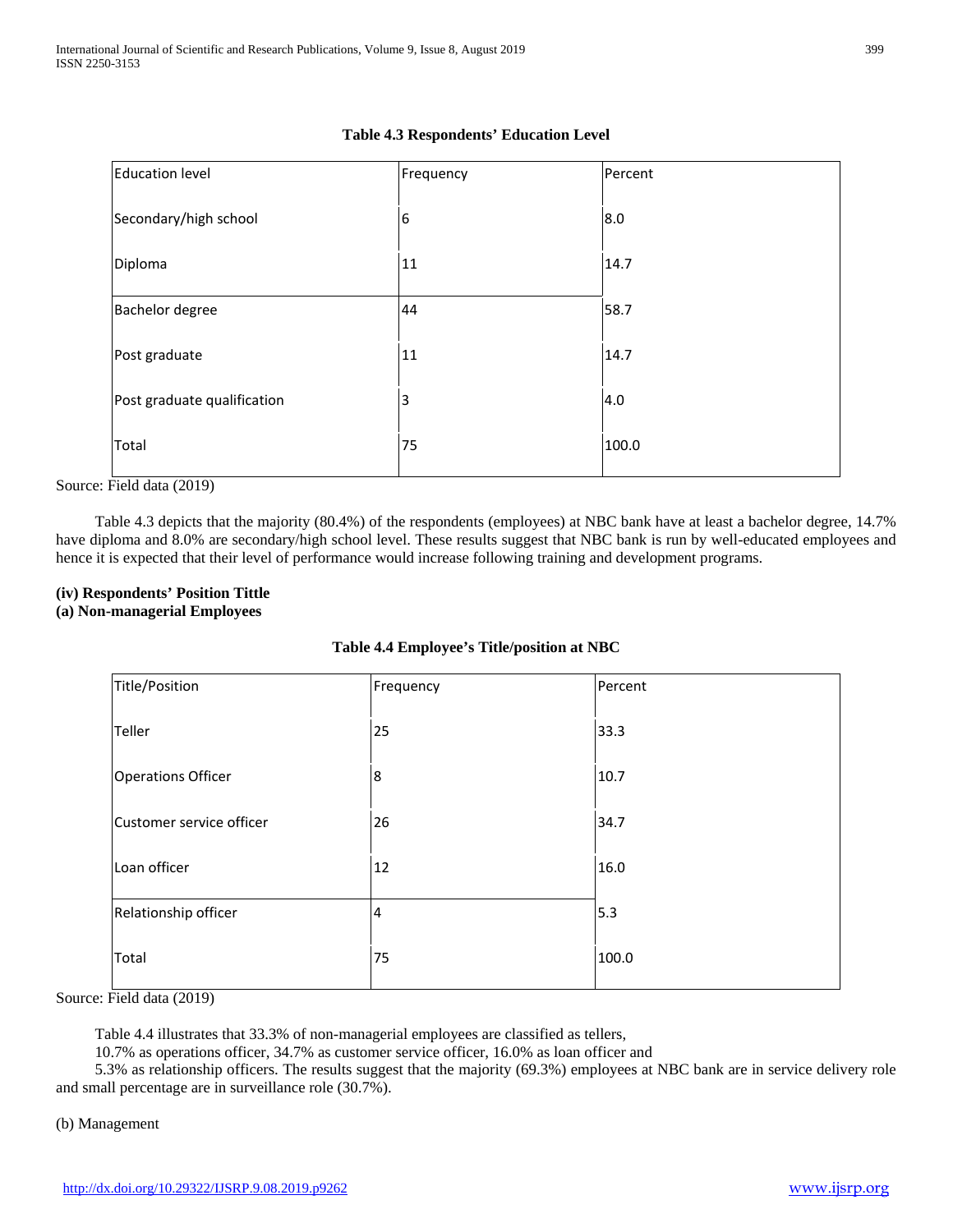**Table 4.3 Respondents' Education Level**

| Education level | Frequency | Percent |
|---|---|---|
| Secondary/high school | 6 | 8.0 |
| Diploma | 11 | 14.7 |
| Bachelor degree | 44 | 58.7 |
| Post graduate | 11 | 14.7 |
| Post graduate qualification | 3 | 4.0 |
| Total | 75 | 100.0 |

Source: Field data (2019)

Table 4.3 depicts that the majority (80.4%) of the respondents (employees) at NBC bank have at least a bachelor degree, 14.7% have diploma and 8.0% are secondary/high school level. These results suggest that NBC bank is run by well-educated employees and hence it is expected that their level of performance would increase following training and development programs.

**(iv) Respondents' Position Tittle**

**(a) Non-managerial Employees**

**Table 4.4 Employee's Title/position at NBC**

| Title/Position | Frequency | Percent |
|---|---|---|
| Teller | 25 | 33.3 |
| Operations Officer | 8 | 10.7 |
| Customer service officer | 26 | 34.7 |
| Loan officer | 12 | 16.0 |
| Relationship officer | 4 | 5.3 |
| Total | 75 | 100.0 |

Source: Field data (2019)

Table 4.4 illustrates that 33.3% of non-managerial employees are classified as tellers,

10.7% as operations officer, 34.7% as customer service officer, 16.0% as loan officer and

5.3% as relationship officers. The results suggest that the majority (69.3%) employees at NBC bank are in service delivery role and small percentage are in surveillance role (30.7%).

(b) Management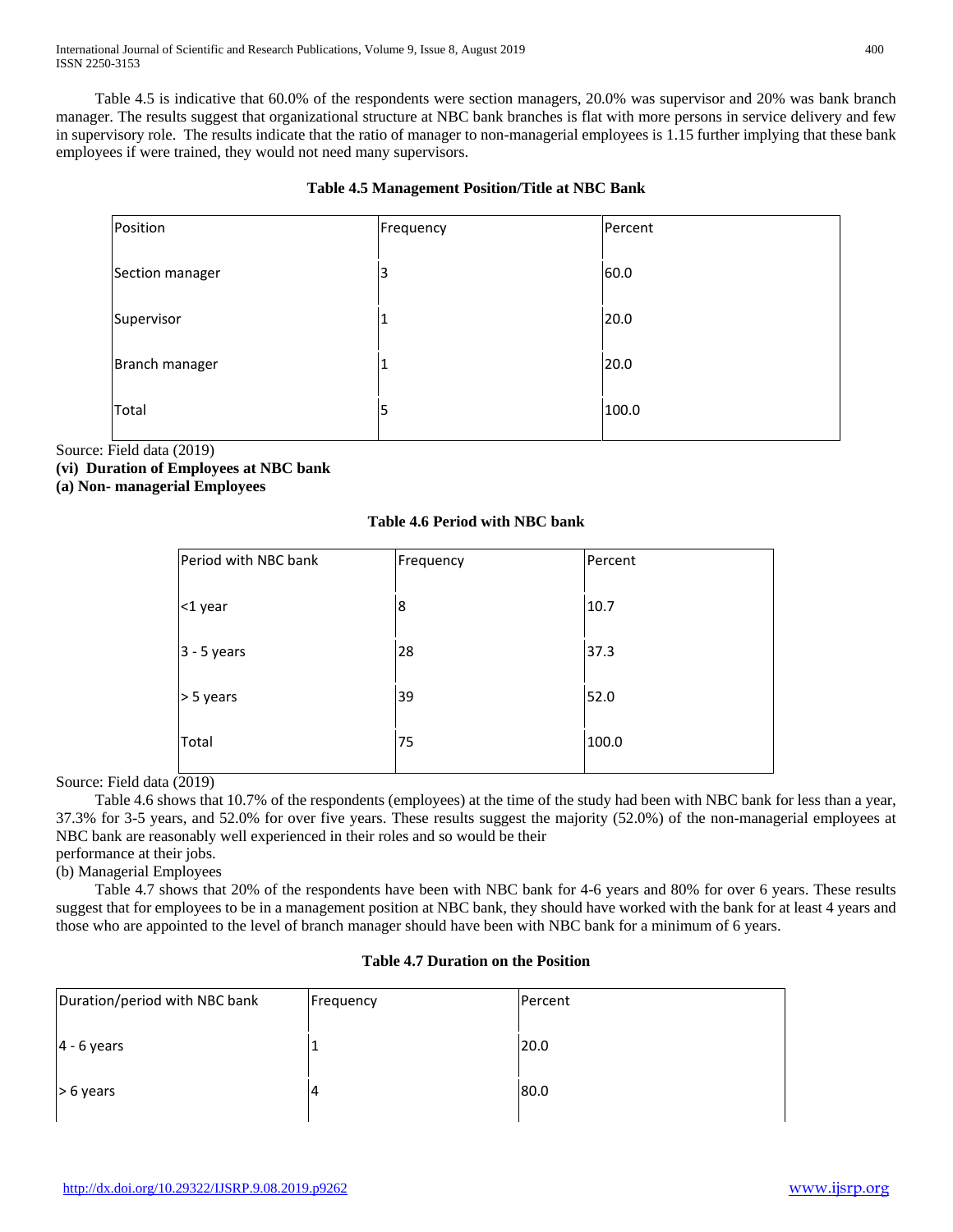Table 4.5 is indicative that 60.0% of the respondents were section managers, 20.0% was supervisor and 20% was bank branch manager. The results suggest that organizational structure at NBC bank branches is flat with more persons in service delivery and few in supervisory role. The results indicate that the ratio of manager to non-managerial employees is 1.15 further implying that these bank employees if were trained, they would not need many supervisors.

**Table 4.5 Management Position/Title at NBC Bank**

| Position | Frequency | Percent |
|---|---|---|
| Section manager | 3 | 60.0 |
| Supervisor | 1 | 20.0 |
| Branch manager | 1 | 20.0 |
| Total | 5 | 100.0 |

Source: Field data (2019)

**(vi) Duration of Employees at NBC bank**

**(a) Non- managerial Employees**

**Table 4.6 Period with NBC bank**

| Period with NBC bank | Frequency | Percent |
|---|---|---|
| <1 year | 8 | 10.7 |
| 3 - 5 years | 28 | 37.3 |
| > 5 years | 39 | 52.0 |
| Total | 75 | 100.0 |

Source: Field data (2019)

Table 4.6 shows that 10.7% of the respondents (employees) at the time of the study had been with NBC bank for less than a year, 37.3% for 3-5 years, and 52.0% for over five years. These results suggest the majority (52.0%) of the non-managerial employees at NBC bank are reasonably well experienced in their roles and so would be their performance at their jobs.

(b) Managerial Employees

Table 4.7 shows that 20% of the respondents have been with NBC bank for 4-6 years and 80% for over 6 years. These results suggest that for employees to be in a management position at NBC bank, they should have worked with the bank for at least 4 years and those who are appointed to the level of branch manager should have been with NBC bank for a minimum of 6 years.

**Table 4.7 Duration on the Position**

| Duration/period with NBC bank | Frequency | Percent |
|---|---|---|
| 4 - 6 years | 1 | 20.0 |
| > 6 years | 4 | 80.0 |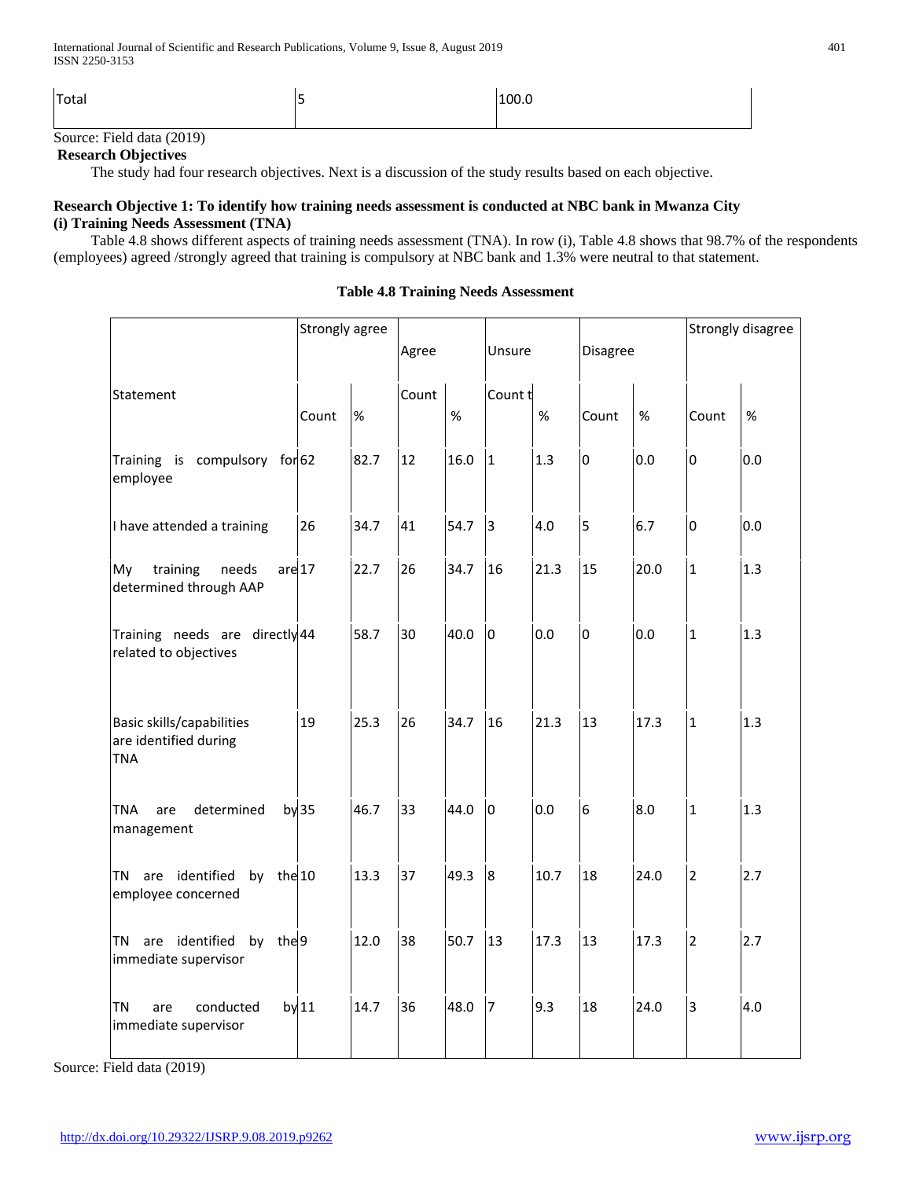| Total | 5 | 100.0 |
|---|---|---|

Source: Field data (2019)

**Research Objectives**

The study had four research objectives. Next is a discussion of the study results based on each objective.

**Research Objective 1: To identify how training needs assessment is conducted at NBC bank in Mwanza City**

**(i) Training Needs Assessment (TNA)**

Table 4.8 shows different aspects of training needs assessment (TNA). In row (i), Table 4.8 shows that 98.7% of the respondents (employees) agreed /strongly agreed that training is compulsory at NBC bank and 1.3% were neutral to that statement.

**Table 4.8 Training Needs Assessment**

| | Strongly agree | | Agree | | Unsure | | Disagree | | Strongly disagree | |
|---|---|---|---|---|---|---|---|---|---|---|
| Statement | Count | % | Count | % | Count t | % | Count | % | Count | % |
| Training is compulsory for employee | 62 | 82.7 | 12 | 16.0 | 1 | 1.3 | 0 | 0.0 | 0 | 0.0 |
| I have attended a training | 26 | 34.7 | 41 | 54.7 | 3 | 4.0 | 5 | 6.7 | 0 | 0.0 |
| My training needs are determined through AAP | 17 | 22.7 | 26 | 34.7 | 16 | 21.3 | 15 | 20.0 | 1 | 1.3 |
| Training needs are directly related to objectives | 44 | 58.7 | 30 | 40.0 | 0 | 0.0 | 0 | 0.0 | 1 | 1.3 |
| Basic skills/capabilities are identified during TNA | 19 | 25.3 | 26 | 34.7 | 16 | 21.3 | 13 | 17.3 | 1 | 1.3 |
| TNA are determined by management | 35 | 46.7 | 33 | 44.0 | 0 | 0.0 | 6 | 8.0 | 1 | 1.3 |
| TN are identified by the employee concerned | 10 | 13.3 | 37 | 49.3 | 8 | 10.7 | 18 | 24.0 | 2 | 2.7 |
| TN are identified by the immediate supervisor | 9 | 12.0 | 38 | 50.7 | 13 | 17.3 | 13 | 17.3 | 2 | 2.7 |
| TN are conducted by immediate supervisor | 11 | 14.7 | 36 | 48.0 | 7 | 9.3 | 18 | 24.0 | 3 | 4.0 |

Source: Field data (2019)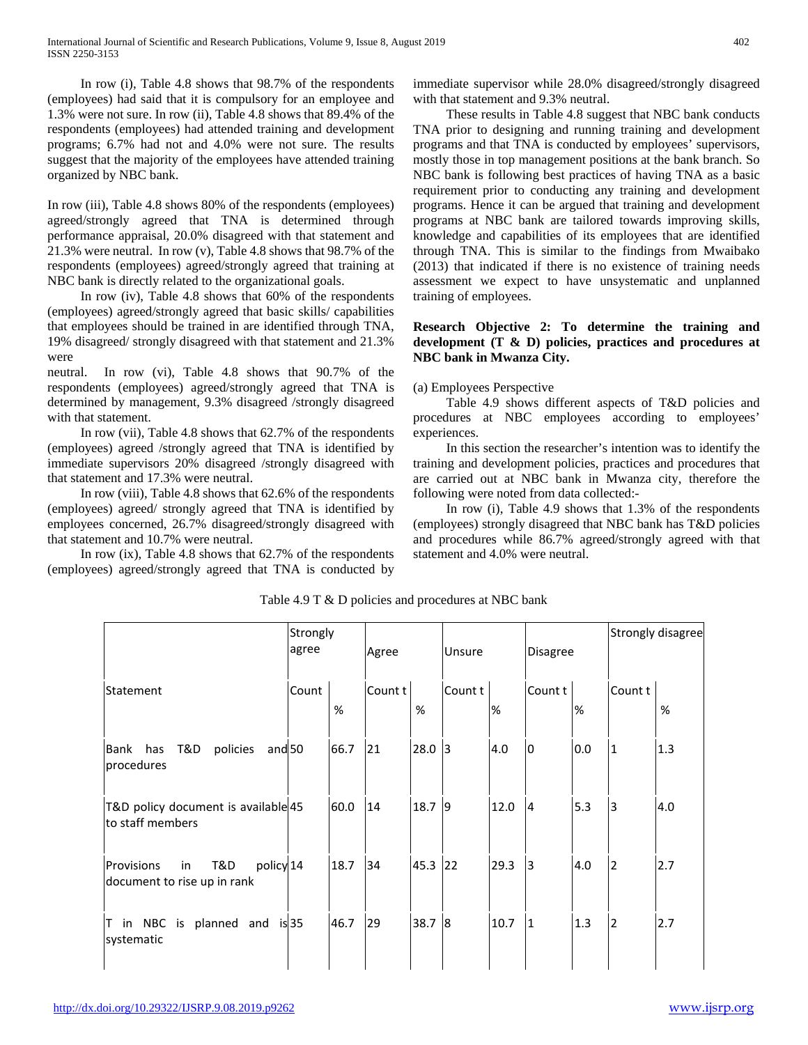In row (i), Table 4.8 shows that 98.7% of the respondents (employees) had said that it is compulsory for an employee and 1.3% were not sure. In row (ii), Table 4.8 shows that 89.4% of the respondents (employees) had attended training and development programs; 6.7% had not and 4.0% were not sure. The results suggest that the majority of the employees have attended training organized by NBC bank.

In row (iii), Table 4.8 shows 80% of the respondents (employees) agreed/strongly agreed that TNA is determined through performance appraisal, 20.0% disagreed with that statement and 21.3% were neutral. In row (v), Table 4.8 shows that 98.7% of the respondents (employees) agreed/strongly agreed that training at NBC bank is directly related to the organizational goals.

In row (iv), Table 4.8 shows that 60% of the respondents (employees) agreed/strongly agreed that basic skills/ capabilities that employees should be trained in are identified through TNA, 19% disagreed/ strongly disagreed with that statement and 21.3% were neutral. In row (vi), Table 4.8 shows that 90.7% of the respondents (employees) agreed/strongly agreed that TNA is determined by management, 9.3% disagreed /strongly disagreed with that statement.

In row (vii), Table 4.8 shows that 62.7% of the respondents (employees) agreed /strongly agreed that TNA is identified by immediate supervisors 20% disagreed /strongly disagreed with that statement and 17.3% were neutral.

In row (viii), Table 4.8 shows that 62.6% of the respondents (employees) agreed/ strongly agreed that TNA is identified by employees concerned, 26.7% disagreed/strongly disagreed with that statement and 10.7% were neutral.

In row (ix), Table 4.8 shows that 62.7% of the respondents (employees) agreed/strongly agreed that TNA is conducted by immediate supervisor while 28.0% disagreed/strongly disagreed with that statement and 9.3% neutral.

These results in Table 4.8 suggest that NBC bank conducts TNA prior to designing and running training and development programs and that TNA is conducted by employees' supervisors, mostly those in top management positions at the bank branch. So NBC bank is following best practices of having TNA as a basic requirement prior to conducting any training and development programs. Hence it can be argued that training and development programs at NBC bank are tailored towards improving skills, knowledge and capabilities of its employees that are identified through TNA. This is similar to the findings from Mwaibako (2013) that indicated if there is no existence of training needs assessment we expect to have unsystematic and unplanned training of employees.

**Research Objective 2: To determine the training and development (T & D) policies, practices and procedures at NBC bank in Mwanza City.**

(a) Employees Perspective

Table 4.9 shows different aspects of T&D policies and procedures at NBC employees according to employees' experiences.

In this section the researcher's intention was to identify the training and development policies, practices and procedures that are carried out at NBC bank in Mwanza city, therefore the following were noted from data collected:-

In row (i), Table 4.9 shows that 1.3% of the respondents (employees) strongly disagreed that NBC bank has T&D policies and procedures while 86.7% agreed/strongly agreed with that statement and 4.0% were neutral.

Table 4.9 T & D policies and procedures at NBC bank

| | Strongly agree | | Agree | | Unsure | | Disagree | | Strongly disagree | |
|---|---|---|---|---|---|---|---|---|---|---|
| Statement | Count | % | Count t | % | Count t | % | Count t | % | Count t | % |
| Bank has T&D policies and procedures | 50 | 66.7 | 21 | 28.0 | 3 | 4.0 | 0 | 0.0 | 1 | 1.3 |
| T&D policy document is available to staff members | 45 | 60.0 | 14 | 18.7 | 9 | 12.0 | 4 | 5.3 | 3 | 4.0 |
| Provisions in T&D policy document to rise up in rank | 14 | 18.7 | 34 | 45.3 | 22 | 29.3 | 3 | 4.0 | 2 | 2.7 |
| T in NBC is planned and is systematic | 35 | 46.7 | 29 | 38.7 | 8 | 10.7 | 1 | 1.3 | 2 | 2.7 |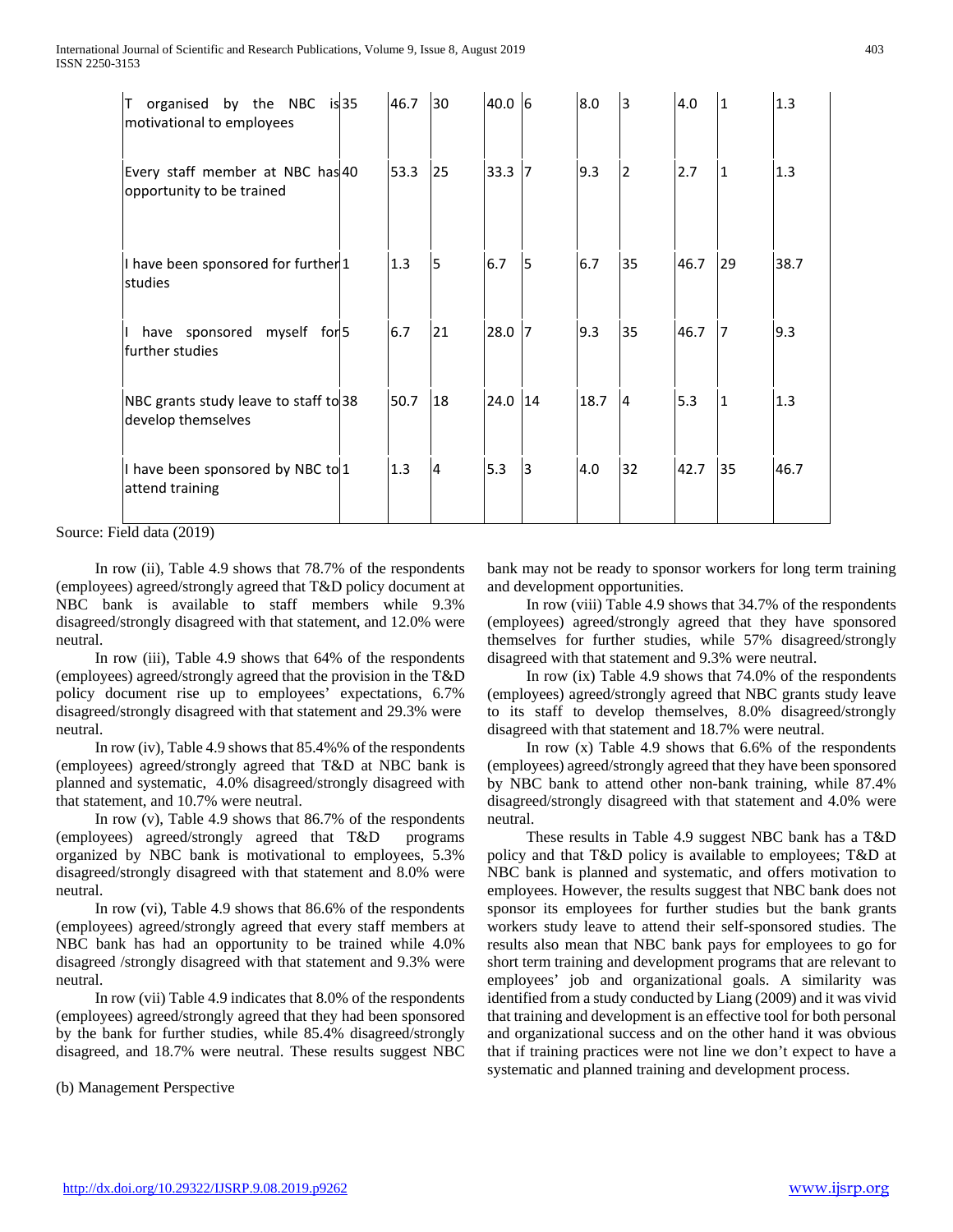| T organised by the NBC is motivational to employees | 35 | 46.7 | 30 | 40.0 | 6 | 8.0 | 3 | 4.0 | 1 | 1.3 |
|---|---|---|---|---|---|---|---|---|---|---|
| Every staff member at NBC has opportunity to be trained | 40 | 53.3 | 25 | 33.3 | 7 | 9.3 | 2 | 2.7 | 1 | 1.3 |
| I have been sponsored for further studies | 1 | 1.3 | 5 | 6.7 | 5 | 6.7 | 35 | 46.7 | 29 | 38.7 |
| I have sponsored myself for further studies | 5 | 6.7 | 21 | 28.0 | 7 | 9.3 | 35 | 46.7 | 7 | 9.3 |
| NBC grants study leave to staff to develop themselves | 38 | 50.7 | 18 | 24.0 | 14 | 18.7 | 4 | 5.3 | 1 | 1.3 |
| I have been sponsored by NBC to attend training | 1 | 1.3 | 4 | 5.3 | 3 | 4.0 | 32 | 42.7 | 35 | 46.7 |

Source: Field data (2019)

In row (ii), Table 4.9 shows that 78.7% of the respondents (employees) agreed/strongly agreed that T&D policy document at NBC bank is available to staff members while 9.3% disagreed/strongly disagreed with that statement, and 12.0% were neutral.

In row (iii), Table 4.9 shows that 64% of the respondents (employees) agreed/strongly agreed that the provision in the T&D policy document rise up to employees' expectations, 6.7% disagreed/strongly disagreed with that statement and 29.3% were neutral.

In row (iv), Table 4.9 shows that 85.4%% of the respondents (employees) agreed/strongly agreed that T&D at NBC bank is planned and systematic, 4.0% disagreed/strongly disagreed with that statement, and 10.7% were neutral.

In row (v), Table 4.9 shows that 86.7% of the respondents (employees) agreed/strongly agreed that T&D programs organized by NBC bank is motivational to employees, 5.3% disagreed/strongly disagreed with that statement and 8.0% were neutral.

In row (vi), Table 4.9 shows that 86.6% of the respondents (employees) agreed/strongly agreed that every staff members at NBC bank has had an opportunity to be trained while 4.0% disagreed /strongly disagreed with that statement and 9.3% were neutral.

In row (vii) Table 4.9 indicates that 8.0% of the respondents (employees) agreed/strongly agreed that they had been sponsored by the bank for further studies, while 85.4% disagreed/strongly disagreed, and 18.7% were neutral. These results suggest NBC bank may not be ready to sponsor workers for long term training and development opportunities.

In row (viii) Table 4.9 shows that 34.7% of the respondents (employees) agreed/strongly agreed that they have sponsored themselves for further studies, while 57% disagreed/strongly disagreed with that statement and 9.3% were neutral.

In row (ix) Table 4.9 shows that 74.0% of the respondents (employees) agreed/strongly agreed that NBC grants study leave to its staff to develop themselves, 8.0% disagreed/strongly disagreed with that statement and 18.7% were neutral.

In row (x) Table 4.9 shows that 6.6% of the respondents (employees) agreed/strongly agreed that they have been sponsored by NBC bank to attend other non-bank training, while 87.4% disagreed/strongly disagreed with that statement and 4.0% were neutral.

These results in Table 4.9 suggest NBC bank has a T&D policy and that T&D policy is available to employees; T&D at NBC bank is planned and systematic, and offers motivation to employees. However, the results suggest that NBC bank does not sponsor its employees for further studies but the bank grants workers study leave to attend their self-sponsored studies. The results also mean that NBC bank pays for employees to go for short term training and development programs that are relevant to employees' job and organizational goals. A similarity was identified from a study conducted by Liang (2009) and it was vivid that training and development is an effective tool for both personal and organizational success and on the other hand it was obvious that if training practices were not line we don't expect to have a systematic and planned training and development process.

(b) Management Perspective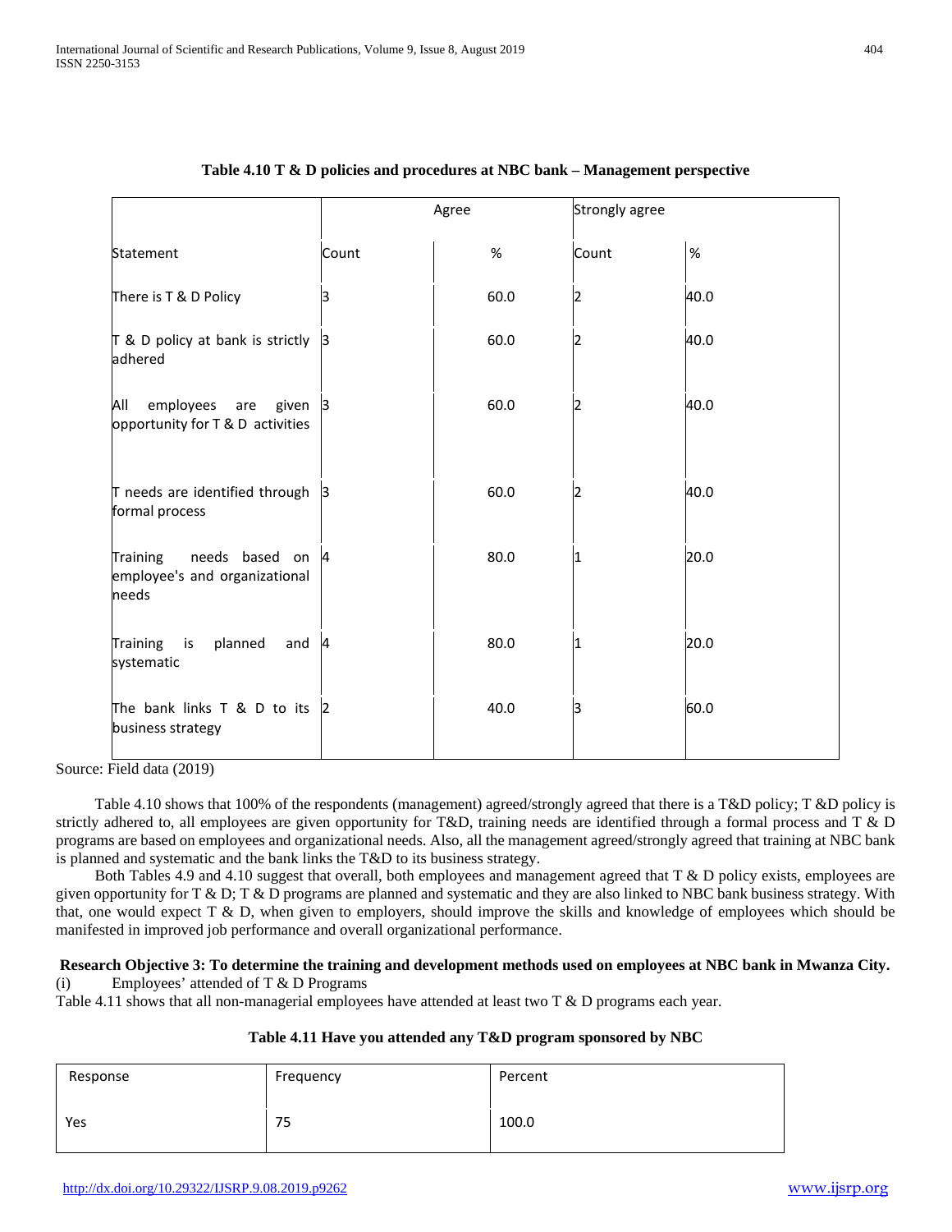**Table 4.10 T & D policies and procedures at NBC bank – Management perspective**

| | Agree | | Strongly agree | |
|---|---|---|---|---|
| Statement | Count | % | Count | % |
| There is T & D Policy | 3 | 60.0 | 2 | 40.0 |
| T & D policy at bank is strictly adhered | 3 | 60.0 | 2 | 40.0 |
| All employees are given opportunity for T & D activities | 3 | 60.0 | 2 | 40.0 |
| T needs are identified through formal process | 3 | 60.0 | 2 | 40.0 |
| Training needs based on employee's and organizational needs | 4 | 80.0 | 1 | 20.0 |
| Training is planned and systematic | 4 | 80.0 | 1 | 20.0 |
| The bank links T & D to its business strategy | 2 | 40.0 | 3 | 60.0 |

Source: Field data (2019)

Table 4.10 shows that 100% of the respondents (management) agreed/strongly agreed that there is a T&D policy; T &D policy is strictly adhered to, all employees are given opportunity for T&D, training needs are identified through a formal process and T & D programs are based on employees and organizational needs. Also, all the management agreed/strongly agreed that training at NBC bank is planned and systematic and the bank links the T&D to its business strategy.

Both Tables 4.9 and 4.10 suggest that overall, both employees and management agreed that T & D policy exists, employees are given opportunity for T & D; T & D programs are planned and systematic and they are also linked to NBC bank business strategy. With that, one would expect T & D, when given to employers, should improve the skills and knowledge of employees which should be manifested in improved job performance and overall organizational performance.

**Research Objective 3: To determine the training and development methods used on employees at NBC bank in Mwanza City.**

(i) Employees' attended of T & D Programs

Table 4.11 shows that all non-managerial employees have attended at least two T & D programs each year.

**Table 4.11 Have you attended any T&D program sponsored by NBC**

| Response | Frequency | Percent |
|---|---|---|
| Yes | 75 | 100.0 |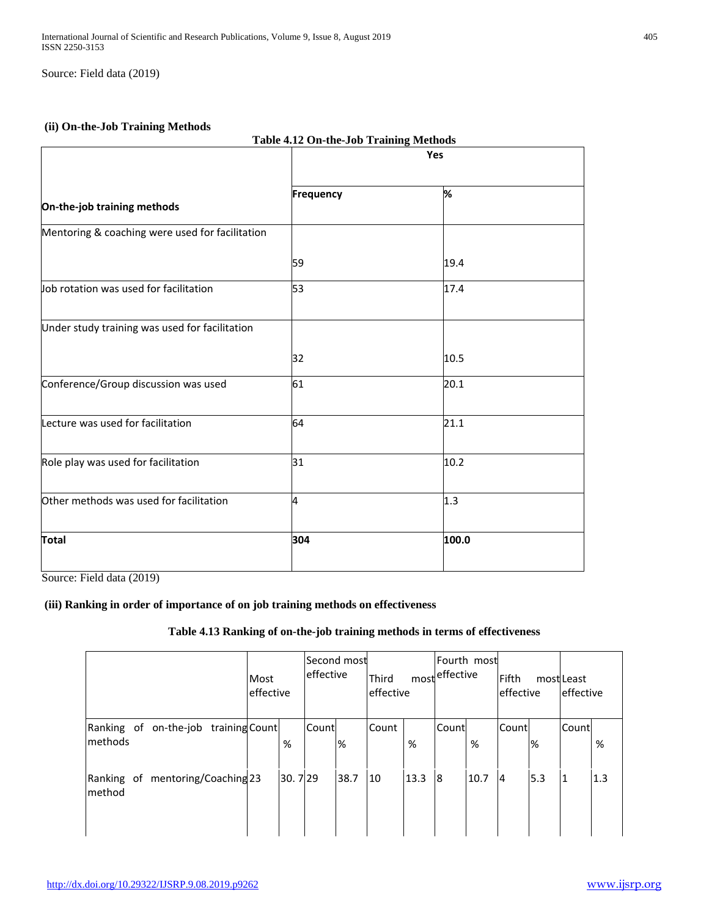Source: Field data (2019)

**(ii) On-the-Job Training Methods**

**Table 4.12 On-the-Job Training Methods**

| On-the-job training methods | Yes | |
|---|---|---|
| | **Frequency** | **%** |
| Mentoring & coaching were used for facilitation | 59 | 19.4 |
| Job rotation was used for facilitation | 53 | 17.4 |
| Under study training was used for facilitation | 32 | 10.5 |
| Conference/Group discussion was used | 61 | 20.1 |
| Lecture was used for facilitation | 64 | 21.1 |
| Role play was used for facilitation | 31 | 10.2 |
| Other methods was used for facilitation | 4 | 1.3 |
| **Total** | **304** | **100.0** |

Source: Field data (2019)

**(iii) Ranking in order of importance of on job training methods on effectiveness**

**Table 4.13 Ranking of on-the-job training methods in terms of effectiveness**

| | Most effective | | Second most effective | | Third most effective | | Fourth most effective | | Fifth most effective | | Least effective | |
|---|---|---|---|---|---|---|---|---|---|---|---|---|
| Ranking of on-the-job training methods | Count | % | Count | % | Count | % | Count | % | Count | % | Count | % |
| Ranking of mentoring/Coaching method | 23 | 30. 7 | 29 | 38.7 | 10 | 13.3 | 8 | 10.7 | 4 | 5.3 | 1 | 1.3 |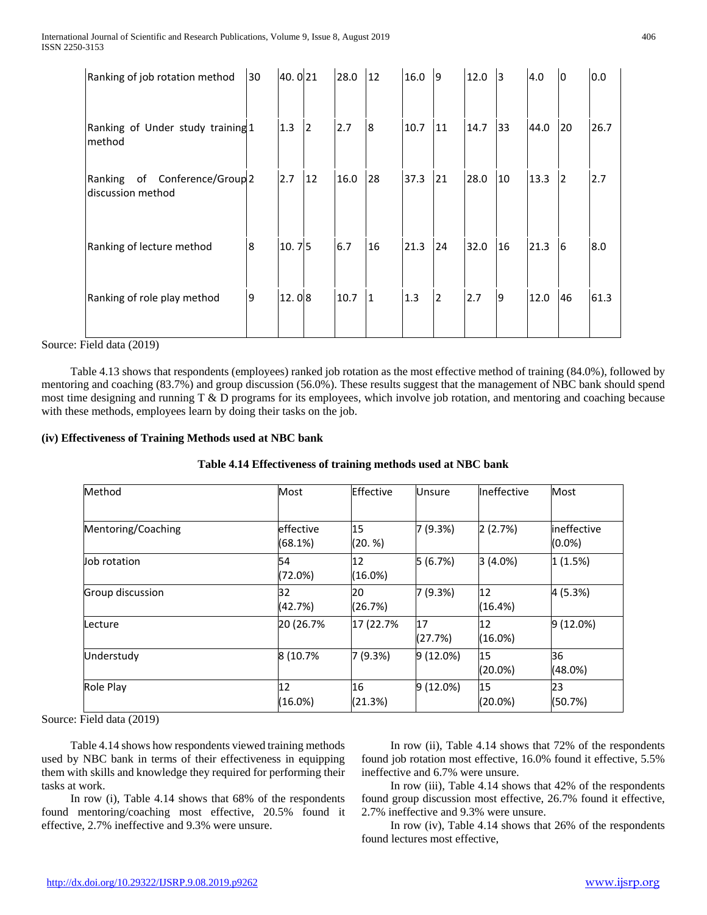| Ranking of job rotation method | 30 | 40. 0 | 21 | 28.0 | 12 | 16.0 | 9 | 12.0 | 3 | 4.0 | 0 | 0.0 |
|---|---|---|---|---|---|---|---|---|---|---|---|---|
| Ranking of Under study training method | 1 | 1.3 | 2 | 2.7 | 8 | 10.7 | 11 | 14.7 | 33 | 44.0 | 20 | 26.7 |
| Ranking of Conference/Group discussion method | 2 | 2.7 | 12 | 16.0 | 28 | 37.3 | 21 | 28.0 | 10 | 13.3 | 2 | 2.7 |
| Ranking of lecture method | 8 | 10. 7 | 5 | 6.7 | 16 | 21.3 | 24 | 32.0 | 16 | 21.3 | 6 | 8.0 |
| Ranking of role play method | 9 | 12. 0 | 8 | 10.7 | 1 | 1.3 | 2 | 2.7 | 9 | 12.0 | 46 | 61.3 |

Source: Field data (2019)

Table 4.13 shows that respondents (employees) ranked job rotation as the most effective method of training (84.0%), followed by mentoring and coaching (83.7%) and group discussion (56.0%). These results suggest that the management of NBC bank should spend most time designing and running T & D programs for its employees, which involve job rotation, and mentoring and coaching because with these methods, employees learn by doing their tasks on the job.

**(iv) Effectiveness of Training Methods used at NBC bank**

**Table 4.14 Effectiveness of training methods used at NBC bank**

| Method | Most | Effective | Unsure | Ineffective | Most |
|---|---|---|---|---|---|
| Mentoring/Coaching | effective (68.1%) | 15 (20. %) | 7 (9.3%) | 2 (2.7%) | ineffective (0.0%) |
| Job rotation | 54 (72.0%) | 12 (16.0%) | 5 (6.7%) | 3 (4.0%) | 1 (1.5%) |
| Group discussion | 32 (42.7%) | 20 (26.7%) | 7 (9.3%) | 12 (16.4%) | 4 (5.3%) |
| Lecture | 20 (26.7% | 17 (22.7% | 17 (27.7%) | 12 (16.0%) | 9 (12.0%) |
| Understudy | 8 (10.7% | 7 (9.3%) | 9 (12.0%) | 15 (20.0%) | 36 (48.0%) |
| Role Play | 12 (16.0%) | 16 (21.3%) | 9 (12.0%) | 15 (20.0%) | 23 (50.7%) |

Source: Field data (2019)

Table 4.14 shows how respondents viewed training methods used by NBC bank in terms of their effectiveness in equipping them with skills and knowledge they required for performing their tasks at work.

In row (i), Table 4.14 shows that 68% of the respondents found mentoring/coaching most effective, 20.5% found it effective, 2.7% ineffective and 9.3% were unsure.

In row (ii), Table 4.14 shows that 72% of the respondents found job rotation most effective, 16.0% found it effective, 5.5% ineffective and 6.7% were unsure.

In row (iii), Table 4.14 shows that 42% of the respondents found group discussion most effective, 26.7% found it effective, 2.7% ineffective and 9.3% were unsure.

In row (iv), Table 4.14 shows that 26% of the respondents found lectures most effective,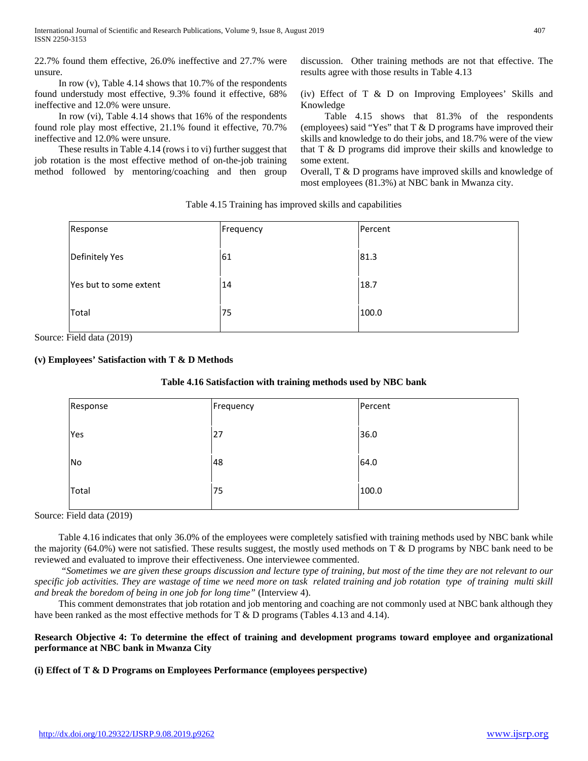22.7% found them effective, 26.0% ineffective and 27.7% were unsure.

In row (v), Table 4.14 shows that 10.7% of the respondents found understudy most effective, 9.3% found it effective, 68% ineffective and 12.0% were unsure.

In row (vi), Table 4.14 shows that 16% of the respondents found role play most effective, 21.1% found it effective, 70.7% ineffective and 12.0% were unsure.

These results in Table 4.14 (rows i to vi) further suggest that job rotation is the most effective method of on-the-job training method followed by mentoring/coaching and then group discussion. Other training methods are not that effective. The results agree with those results in Table 4.13

(iv) Effect of T & D on Improving Employees' Skills and Knowledge

Table 4.15 shows that 81.3% of the respondents (employees) said "Yes" that T & D programs have improved their skills and knowledge to do their jobs, and 18.7% were of the view that T & D programs did improve their skills and knowledge to some extent.

Overall, T & D programs have improved skills and knowledge of most employees (81.3%) at NBC bank in Mwanza city.

Table 4.15 Training has improved skills and capabilities

| Response | Frequency | Percent |
|---|---|---|
| Definitely Yes | 61 | 81.3 |
| Yes but to some extent | 14 | 18.7 |
| Total | 75 | 100.0 |

Source: Field data (2019)

**(v) Employees' Satisfaction with T & D Methods**

**Table 4.16 Satisfaction with training methods used by NBC bank**

| Response | Frequency | Percent |
|---|---|---|
| Yes | 27 | 36.0 |
| No | 48 | 64.0 |
| Total | 75 | 100.0 |

Source: Field data (2019)

Table 4.16 indicates that only 36.0% of the employees were completely satisfied with training methods used by NBC bank while the majority (64.0%) were not satisfied. These results suggest, the mostly used methods on T & D programs by NBC bank need to be reviewed and evaluated to improve their effectiveness. One interviewee commented.

*"Sometimes we are given these groups discussion and lecture type of training, but most of the time they are not relevant to our specific job activities. They are wastage of time we need more on task related training and job rotation type of training multi skill and break the boredom of being in one job for long time"* (Interview 4).

This comment demonstrates that job rotation and job mentoring and coaching are not commonly used at NBC bank although they have been ranked as the most effective methods for T & D programs (Tables 4.13 and 4.14).

**Research Objective 4: To determine the effect of training and development programs toward employee and organizational performance at NBC bank in Mwanza City**

**(i) Effect of T & D Programs on Employees Performance (employees perspective)**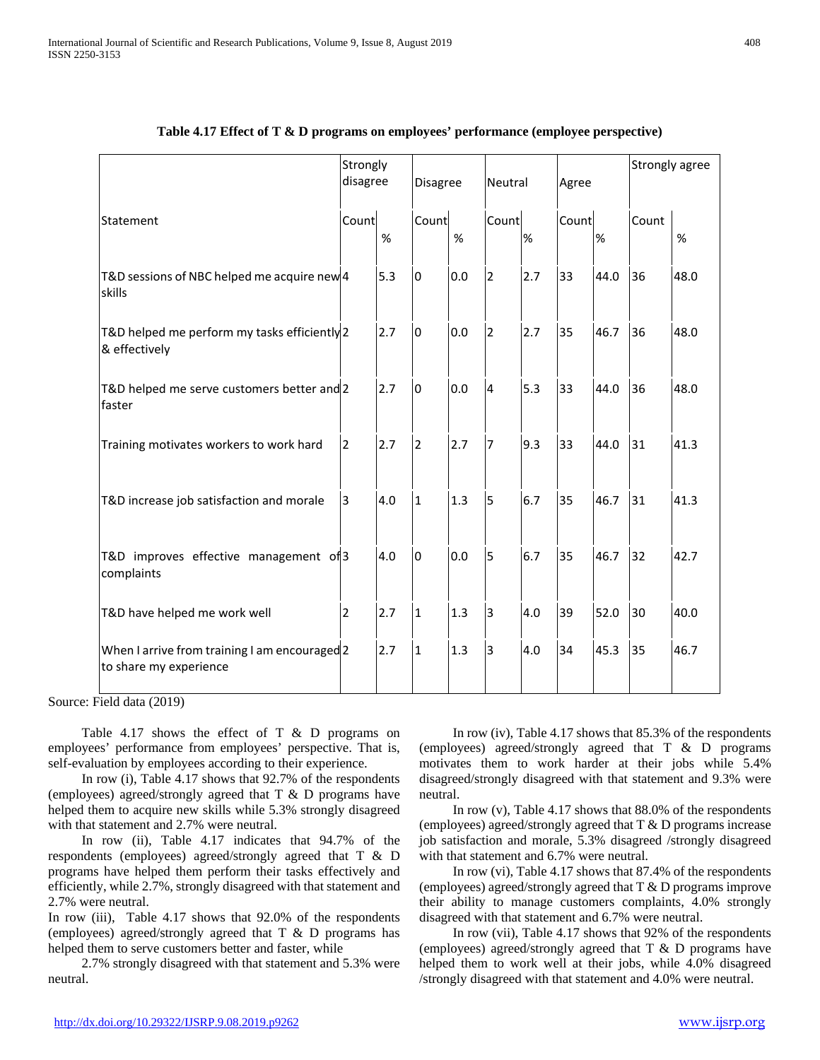**Table 4.17 Effect of T & D programs on employees' performance (employee perspective)**

| Statement | Strongly disagree | | Disagree | | Neutral | | Agree | | Strongly agree | |
|---|---|---|---|---|---|---|---|---|---|---|
| | Count | % | Count | % | Count | % | Count | % | Count | % |
| T&D sessions of NBC helped me acquire new skills | 4 | 5.3 | 0 | 0.0 | 2 | 2.7 | 33 | 44.0 | 36 | 48.0 |
| T&D helped me perform my tasks efficiently & effectively | 2 | 2.7 | 0 | 0.0 | 2 | 2.7 | 35 | 46.7 | 36 | 48.0 |
| T&D helped me serve customers better and faster | 2 | 2.7 | 0 | 0.0 | 4 | 5.3 | 33 | 44.0 | 36 | 48.0 |
| Training motivates workers to work hard | 2 | 2.7 | 2 | 2.7 | 7 | 9.3 | 33 | 44.0 | 31 | 41.3 |
| T&D increase job satisfaction and morale | 3 | 4.0 | 1 | 1.3 | 5 | 6.7 | 35 | 46.7 | 31 | 41.3 |
| T&D improves effective management of complaints | 3 | 4.0 | 0 | 0.0 | 5 | 6.7 | 35 | 46.7 | 32 | 42.7 |
| T&D have helped me work well | 2 | 2.7 | 1 | 1.3 | 3 | 4.0 | 39 | 52.0 | 30 | 40.0 |
| When I arrive from training I am encouraged to share my experience | 2 | 2.7 | 1 | 1.3 | 3 | 4.0 | 34 | 45.3 | 35 | 46.7 |

Source: Field data (2019)

Table 4.17 shows the effect of T & D programs on employees' performance from employees' perspective. That is, self-evaluation by employees according to their experience.

In row (i), Table 4.17 shows that 92.7% of the respondents (employees) agreed/strongly agreed that T & D programs have helped them to acquire new skills while 5.3% strongly disagreed with that statement and 2.7% were neutral.

In row (ii), Table 4.17 indicates that 94.7% of the respondents (employees) agreed/strongly agreed that T & D programs have helped them perform their tasks effectively and efficiently, while 2.7%, strongly disagreed with that statement and 2.7% were neutral.

In row (iii), Table 4.17 shows that 92.0% of the respondents (employees) agreed/strongly agreed that T & D programs has helped them to serve customers better and faster, while

2.7% strongly disagreed with that statement and 5.3% were neutral.

In row (iv), Table 4.17 shows that 85.3% of the respondents (employees) agreed/strongly agreed that T & D programs motivates them to work harder at their jobs while 5.4% disagreed/strongly disagreed with that statement and 9.3% were neutral.

In row (v), Table 4.17 shows that 88.0% of the respondents (employees) agreed/strongly agreed that T & D programs increase job satisfaction and morale, 5.3% disagreed /strongly disagreed with that statement and 6.7% were neutral.

In row (vi), Table 4.17 shows that 87.4% of the respondents (employees) agreed/strongly agreed that T & D programs improve their ability to manage customers complaints, 4.0% strongly disagreed with that statement and 6.7% were neutral.

In row (vii), Table 4.17 shows that 92% of the respondents (employees) agreed/strongly agreed that T & D programs have helped them to work well at their jobs, while 4.0% disagreed /strongly disagreed with that statement and 4.0% were neutral.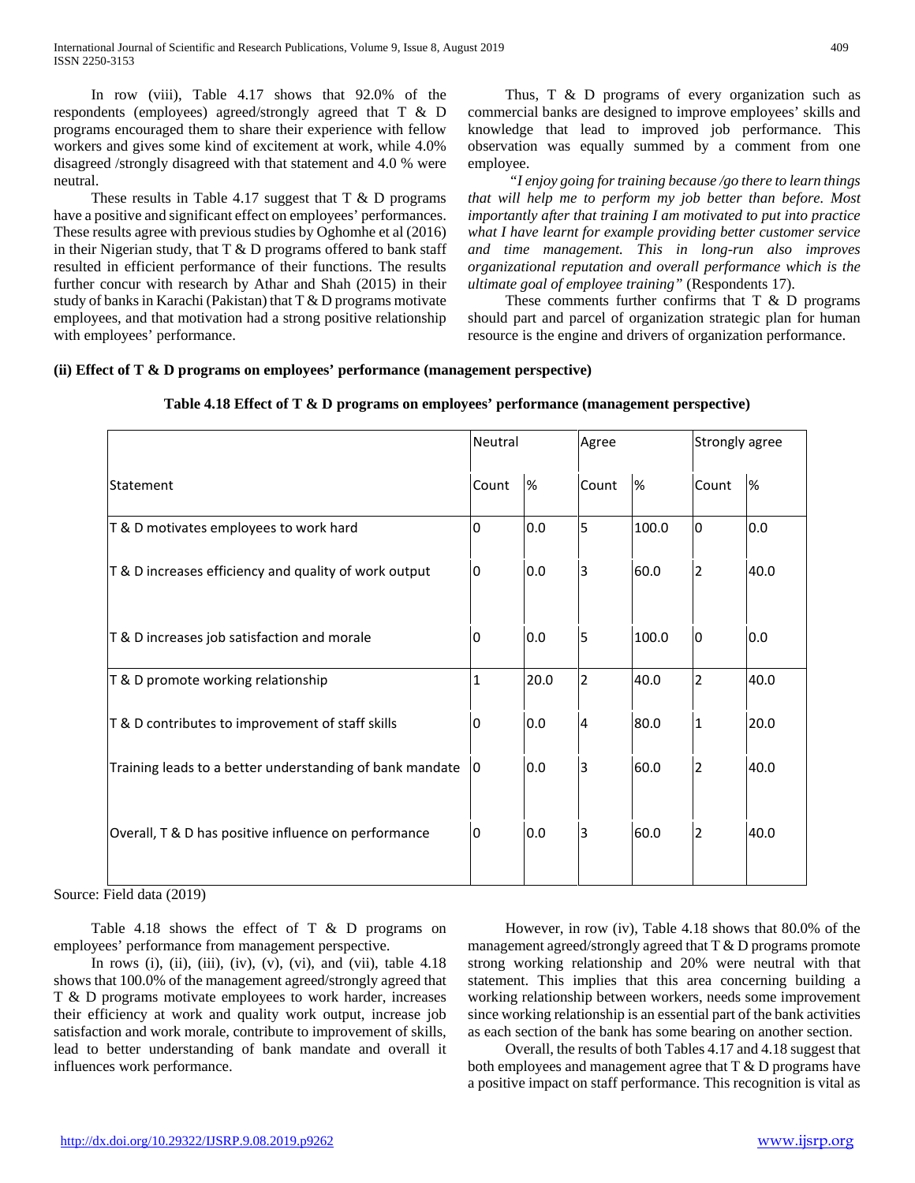In row (viii), Table 4.17 shows that 92.0% of the respondents (employees) agreed/strongly agreed that T & D programs encouraged them to share their experience with fellow workers and gives some kind of excitement at work, while 4.0% disagreed /strongly disagreed with that statement and 4.0 % were neutral.

These results in Table 4.17 suggest that T & D programs have a positive and significant effect on employees' performances. These results agree with previous studies by Oghomhe et al (2016) in their Nigerian study, that T & D programs offered to bank staff resulted in efficient performance of their functions. The results further concur with research by Athar and Shah (2015) in their study of banks in Karachi (Pakistan) that T & D programs motivate employees, and that motivation had a strong positive relationship with employees' performance.

Thus, T & D programs of every organization such as commercial banks are designed to improve employees' skills and knowledge that lead to improved job performance. This observation was equally summed by a comment from one employee.

*"I enjoy going for training because /go there to learn things that will help me to perform my job better than before. Most importantly after that training I am motivated to put into practice what I have learnt for example providing better customer service and time management. This in long-run also improves organizational reputation and overall performance which is the ultimate goal of employee training"* (Respondents 17).

These comments further confirms that T & D programs should part and parcel of organization strategic plan for human resource is the engine and drivers of organization performance.

**(ii) Effect of T & D programs on employees' performance (management perspective)**

**Table 4.18 Effect of T & D programs on employees' performance (management perspective)**

| | Neutral | | Agree | | Strongly agree | |
|---|---|---|---|---|---|---|
| Statement | Count | % | Count | % | Count | % |
| T & D motivates employees to work hard | 0 | 0.0 | 5 | 100.0 | 0 | 0.0 |
| T & D increases efficiency and quality of work output | 0 | 0.0 | 3 | 60.0 | 2 | 40.0 |
| T & D increases job satisfaction and morale | 0 | 0.0 | 5 | 100.0 | 0 | 0.0 |
| T & D promote working relationship | 1 | 20.0 | 2 | 40.0 | 2 | 40.0 |
| T & D contributes to improvement of staff skills | 0 | 0.0 | 4 | 80.0 | 1 | 20.0 |
| Training leads to a better understanding of bank mandate | 0 | 0.0 | 3 | 60.0 | 2 | 40.0 |
| Overall, T & D has positive influence on performance | 0 | 0.0 | 3 | 60.0 | 2 | 40.0 |

Source: Field data (2019)

Table 4.18 shows the effect of T & D programs on employees' performance from management perspective.

In rows (i), (ii), (iii), (iv), (v), (vi), and (vii), table 4.18 shows that 100.0% of the management agreed/strongly agreed that T & D programs motivate employees to work harder, increases their efficiency at work and quality work output, increase job satisfaction and work morale, contribute to improvement of skills, lead to better understanding of bank mandate and overall it influences work performance.

However, in row (iv), Table 4.18 shows that 80.0% of the management agreed/strongly agreed that T & D programs promote strong working relationship and 20% were neutral with that statement. This implies that this area concerning building a working relationship between workers, needs some improvement since working relationship is an essential part of the bank activities as each section of the bank has some bearing on another section.

Overall, the results of both Tables 4.17 and 4.18 suggest that both employees and management agree that T & D programs have a positive impact on staff performance. This recognition is vital as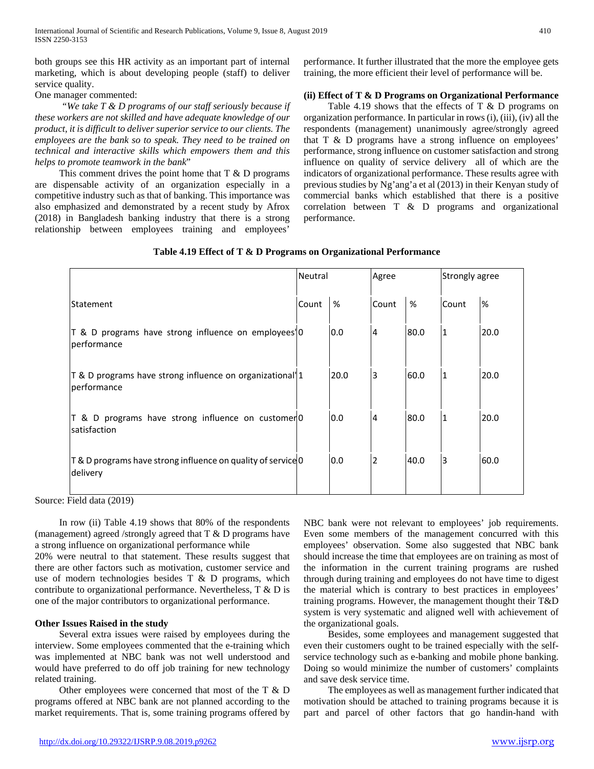both groups see this HR activity as an important part of internal marketing, which is about developing people (staff) to deliver service quality.

One manager commented:

*"We take T & D programs of our staff seriously because if these workers are not skilled and have adequate knowledge of our product, it is difficult to deliver superior service to our clients. The employees are the bank so to speak. They need to be trained on technical and interactive skills which empowers them and this helps to promote teamwork in the bank*"

This comment drives the point home that T & D programs are dispensable activity of an organization especially in a competitive industry such as that of banking. This importance was also emphasized and demonstrated by a recent study by Afrox (2018) in Bangladesh banking industry that there is a strong relationship between employees training and employees' performance. It further illustrated that the more the employee gets training, the more efficient their level of performance will be.

**(ii) Effect of T & D Programs on Organizational Performance**

Table 4.19 shows that the effects of T & D programs on organization performance. In particular in rows (i), (iii), (iv) all the respondents (management) unanimously agree/strongly agreed that T & D programs have a strong influence on employees' performance, strong influence on customer satisfaction and strong influence on quality of service delivery all of which are the indicators of organizational performance. These results agree with previous studies by Ng'ang'a et al (2013) in their Kenyan study of commercial banks which established that there is a positive correlation between T & D programs and organizational performance.

**Table 4.19 Effect of T & D Programs on Organizational Performance**

| | Neutral | | Agree | | Strongly agree | |
|---|---|---|---|---|---|---|
| Statement | Count | % | Count | % | Count | % |
| T & D programs have strong influence on employees' performance | 0 | 0.0 | 4 | 80.0 | 1 | 20.0 |
| T & D programs have strong influence on organizational' performance | 1 | 20.0 | 3 | 60.0 | 1 | 20.0 |
| T & D programs have strong influence on customer satisfaction | 0 | 0.0 | 4 | 80.0 | 1 | 20.0 |
| T & D programs have strong influence on quality of service delivery | 0 | 0.0 | 2 | 40.0 | 3 | 60.0 |

Source: Field data (2019)

In row (ii) Table 4.19 shows that 80% of the respondents (management) agreed /strongly agreed that T & D programs have a strong influence on organizational performance while 20% were neutral to that statement. These results suggest that there are other factors such as motivation, customer service and use of modern technologies besides T & D programs, which contribute to organizational performance. Nevertheless, T & D is one of the major contributors to organizational performance.

**Other Issues Raised in the study**

Several extra issues were raised by employees during the interview. Some employees commented that the e-training which was implemented at NBC bank was not well understood and would have preferred to do off job training for new technology related training.

Other employees were concerned that most of the T & D programs offered at NBC bank are not planned according to the market requirements. That is, some training programs offered by NBC bank were not relevant to employees' job requirements. Even some members of the management concurred with this employees' observation. Some also suggested that NBC bank should increase the time that employees are on training as most of the information in the current training programs are rushed through during training and employees do not have time to digest the material which is contrary to best practices in employees' training programs. However, the management thought their T&D system is very systematic and aligned well with achievement of the organizational goals.

Besides, some employees and management suggested that even their customers ought to be trained especially with the self-service technology such as e-banking and mobile phone banking. Doing so would minimize the number of customers' complaints and save desk service time.

The employees as well as management further indicated that motivation should be attached to training programs because it is part and parcel of other factors that go handin-hand with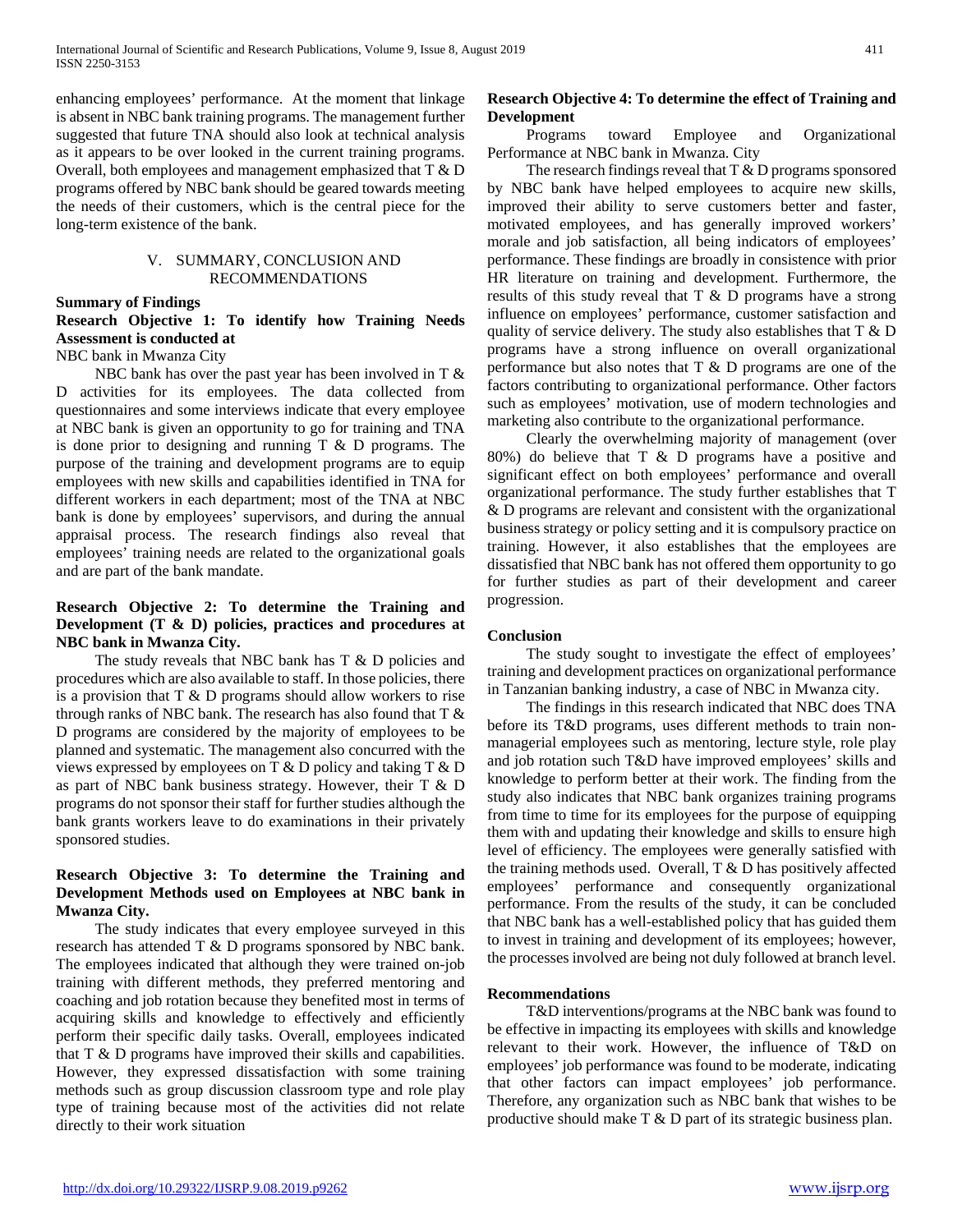enhancing employees' performance. At the moment that linkage is absent in NBC bank training programs. The management further suggested that future TNA should also look at technical analysis as it appears to be over looked in the current training programs. Overall, both employees and management emphasized that T & D programs offered by NBC bank should be geared towards meeting the needs of their customers, which is the central piece for the long-term existence of the bank.

## V. SUMMARY, CONCLUSION AND RECOMMENDATIONS

### Summary of Findings

**Research Objective 1: To identify how Training Needs Assessment is conducted at**
NBC bank in Mwanza City

NBC bank has over the past year has been involved in T & D activities for its employees. The data collected from questionnaires and some interviews indicate that every employee at NBC bank is given an opportunity to go for training and TNA is done prior to designing and running T & D programs. The purpose of the training and development programs are to equip employees with new skills and capabilities identified in TNA for different workers in each department; most of the TNA at NBC bank is done by employees' supervisors, and during the annual appraisal process. The research findings also reveal that employees' training needs are related to the organizational goals and are part of the bank mandate.

**Research Objective 2: To determine the Training and Development (T & D) policies, practices and procedures at NBC bank in Mwanza City.**

The study reveals that NBC bank has T & D policies and procedures which are also available to staff. In those policies, there is a provision that T & D programs should allow workers to rise through ranks of NBC bank. The research has also found that T & D programs are considered by the majority of employees to be planned and systematic. The management also concurred with the views expressed by employees on T & D policy and taking T & D as part of NBC bank business strategy. However, their T & D programs do not sponsor their staff for further studies although the bank grants workers leave to do examinations in their privately sponsored studies.

**Research Objective 3: To determine the Training and Development Methods used on Employees at NBC bank in Mwanza City.**

The study indicates that every employee surveyed in this research has attended T & D programs sponsored by NBC bank. The employees indicated that although they were trained on-job training with different methods, they preferred mentoring and coaching and job rotation because they benefited most in terms of acquiring skills and knowledge to effectively and efficiently perform their specific daily tasks. Overall, employees indicated that T & D programs have improved their skills and capabilities. However, they expressed dissatisfaction with some training methods such as group discussion classroom type and role play type of training because most of the activities did not relate directly to their work situation

**Research Objective 4: To determine the effect of Training and Development**
Programs toward Employee and Organizational Performance at NBC bank in Mwanza. City

The research findings reveal that T & D programs sponsored by NBC bank have helped employees to acquire new skills, improved their ability to serve customers better and faster, motivated employees, and has generally improved workers' morale and job satisfaction, all being indicators of employees' performance. These findings are broadly in consistence with prior HR literature on training and development. Furthermore, the results of this study reveal that T & D programs have a strong influence on employees' performance, customer satisfaction and quality of service delivery. The study also establishes that T & D programs have a strong influence on overall organizational performance but also notes that T & D programs are one of the factors contributing to organizational performance. Other factors such as employees' motivation, use of modern technologies and marketing also contribute to the organizational performance.

Clearly the overwhelming majority of management (over 80%) do believe that T & D programs have a positive and significant effect on both employees' performance and overall organizational performance. The study further establishes that T & D programs are relevant and consistent with the organizational business strategy or policy setting and it is compulsory practice on training. However, it also establishes that the employees are dissatisfied that NBC bank has not offered them opportunity to go for further studies as part of their development and career progression.

### Conclusion

The study sought to investigate the effect of employees' training and development practices on organizational performance in Tanzanian banking industry, a case of NBC in Mwanza city.

The findings in this research indicated that NBC does TNA before its T&D programs, uses different methods to train non-managerial employees such as mentoring, lecture style, role play and job rotation such T&D have improved employees' skills and knowledge to perform better at their work. The finding from the study also indicates that NBC bank organizes training programs from time to time for its employees for the purpose of equipping them with and updating their knowledge and skills to ensure high level of efficiency. The employees were generally satisfied with the training methods used. Overall, T & D has positively affected employees' performance and consequently organizational performance. From the results of the study, it can be concluded that NBC bank has a well-established policy that has guided them to invest in training and development of its employees; however, the processes involved are being not duly followed at branch level.

### Recommendations

T&D interventions/programs at the NBC bank was found to be effective in impacting its employees with skills and knowledge relevant to their work. However, the influence of T&D on employees' job performance was found to be moderate, indicating that other factors can impact employees' job performance. Therefore, any organization such as NBC bank that wishes to be productive should make T & D part of its strategic business plan.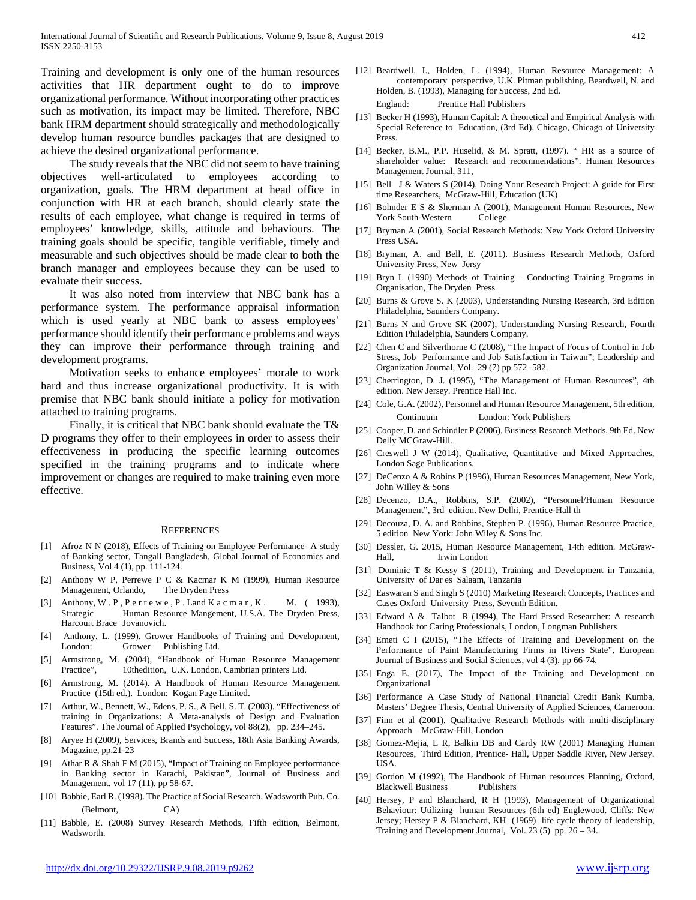Training and development is only one of the human resources activities that HR department ought to do to improve organizational performance. Without incorporating other practices such as motivation, its impact may be limited. Therefore, NBC bank HRM department should strategically and methodologically develop human resource bundles packages that are designed to achieve the desired organizational performance.

The study reveals that the NBC did not seem to have training objectives well-articulated to employees according to organization, goals. The HRM department at head office in conjunction with HR at each branch, should clearly state the results of each employee, what change is required in terms of employees' knowledge, skills, attitude and behaviours. The training goals should be specific, tangible verifiable, timely and measurable and such objectives should be made clear to both the branch manager and employees because they can be used to evaluate their success.

It was also noted from interview that NBC bank has a performance system. The performance appraisal information which is used yearly at NBC bank to assess employees' performance should identify their performance problems and ways they can improve their performance through training and development programs.

Motivation seeks to enhance employees' morale to work hard and thus increase organizational productivity. It is with premise that NBC bank should initiate a policy for motivation attached to training programs.

Finally, it is critical that NBC bank should evaluate the T& D programs they offer to their employees in order to assess their effectiveness in producing the specific learning outcomes specified in the training programs and to indicate where improvement or changes are required to make training even more effective.

## REFERENCES

[1] Afroz N N (2018), Effects of Training on Employee Performance- A study of Banking sector, Tangall Bangladesh, Global Journal of Economics and Business, Vol 4 (1), pp. 111-124.

[2] Anthony W P, Perrewe P C & Kacmar K M (1999), Human Resource Management, Orlando, The Dryden Press

[3] Anthony, W . P , P e r r e w e , P . Land K a c m a r , K . M. ( 1993), Strategic Human Resource Mangement, U.S.A. The Dryden Press, Harcourt Brace Jovanovich.

[4] Anthony, L. (1999). Grower Handbooks of Training and Development, London: Grower Publishing Ltd.

[5] Armstrong, M. (2004), "Handbook of Human Resource Management Practice", 10thedition, U.K. London, Cambrian printers Ltd.

[6] Armstrong, M. (2014). A Handbook of Human Resource Management Practice (15th ed.). London: Kogan Page Limited.

[7] Arthur, W., Bennett, W., Edens, P. S., & Bell, S. T. (2003). "Effectiveness of training in Organizations: A Meta-analysis of Design and Evaluation Features". The Journal of Applied Psychology, vol 88(2), pp. 234–245.

[8] Aryee H (2009), Services, Brands and Success, 18th Asia Banking Awards, Magazine, pp.21-23

[9] Athar R & Shah F M (2015), "Impact of Training on Employee performance in Banking sector in Karachi, Pakistan", Journal of Business and Management, vol 17 (11), pp 58-67.

[10] Babbie, Earl R. (1998). The Practice of Social Research. Wadsworth Pub. Co. (Belmont, CA)

[11] Babble, E. (2008) Survey Research Methods, Fifth edition, Belmont, Wadsworth.

[12] Beardwell, I., Holden, L. (1994), Human Resource Management: A contemporary perspective, U.K. Pitman publishing. Beardwell, N. and Holden, B. (1993), Managing for Success, 2nd Ed. England: Prentice Hall Publishers

[13] Becker H (1993), Human Capital: A theoretical and Empirical Analysis with Special Reference to Education, (3rd Ed), Chicago, Chicago of University Press.

[14] Becker, B.M., P.P. Huselid, & M. Spratt, (1997). " HR as a source of shareholder value: Research and recommendations". Human Resources Management Journal, 311,

[15] Bell J & Waters S (2014), Doing Your Research Project: A guide for First time Researchers, McGraw-Hill, Education (UK)

[16] Bohnder E S & Sherman A (2001), Management Human Resources, New York South-Western College

[17] Bryman A (2001), Social Research Methods: New York Oxford University Press USA.

[18] Bryman, A. and Bell, E. (2011). Business Research Methods, Oxford University Press, New Jersy

[19] Bryn L (1990) Methods of Training – Conducting Training Programs in Organisation, The Dryden Press

[20] Burns & Grove S. K (2003), Understanding Nursing Research, 3rd Edition Philadelphia, Saunders Company.

[21] Burns N and Grove SK (2007), Understanding Nursing Research, Fourth Edition Philadelphia, Saunders Company.

[22] Chen C and Silverthorne C (2008), "The Impact of Focus of Control in Job Stress, Job Performance and Job Satisfaction in Taiwan"; Leadership and Organization Journal, Vol. 29 (7) pp 572 -582.

[23] Cherrington, D. J. (1995), "The Management of Human Resources", 4th edition. New Jersey. Prentice Hall Inc.

[24] Cole, G.A. (2002), Personnel and Human Resource Management, 5th edition, Continuum London: York Publishers

[25] Cooper, D. and Schindler P (2006), Business Research Methods, 9th Ed. New Delly MCGraw-Hill.

[26] Creswell J W (2014), Qualitative, Quantitative and Mixed Approaches, London Sage Publications.

[27] DeCenzo A & Robins P (1996), Human Resources Management, New York, John Willey & Sons

[28] Decenzo, D.A., Robbins, S.P. (2002), "Personnel/Human Resource Management", 3rd edition. New Delhi, Prentice-Hall th

[29] Decouza, D. A. and Robbins, Stephen P. (1996), Human Resource Practice, 5 edition New York: John Wiley & Sons Inc.

[30] Dessler, G. 2015, Human Resource Management, 14th edition. McGraw-Hall, Irwin London

[31] Dominic T & Kessy S (2011), Training and Development in Tanzania, University of Dar es Salaam, Tanzania

[32] Easwaran S and Singh S (2010) Marketing Research Concepts, Practices and Cases Oxford University Press, Seventh Edition.

[33] Edward A & Talbot R (1994), The Hard Prssed Researcher: A research Handbook for Caring Professionals, London, Longman Publishers

[34] Emeti C I (2015), "The Effects of Training and Development on the Performance of Paint Manufacturing Firms in Rivers State", European Journal of Business and Social Sciences, vol 4 (3), pp 66-74.

[35] Enga E. (2017), The Impact of the Training and Development on Organizational

[36] Performance A Case Study of National Financial Credit Bank Kumba, Masters' Degree Thesis, Central University of Applied Sciences, Cameroon.

[37] Finn et al (2001), Qualitative Research Methods with multi-disciplinary Approach – McGraw-Hill, London

[38] Gomez-Mejia, L R, Balkin DB and Cardy RW (2001) Managing Human Resources, Third Edition, Prentice- Hall, Upper Saddle River, New Jersey. USA.

[39] Gordon M (1992), The Handbook of Human resources Planning, Oxford, Blackwell Business Publishers

[40] Hersey, P and Blanchard, R H (1993), Management of Organizational Behaviour: Utilizing human Resources (6th ed) Englewood. Cliffs: New Jersey; Hersey P & Blanchard, KH (1969) life cycle theory of leadership, Training and Development Journal, Vol. 23 (5) pp. 26 – 34.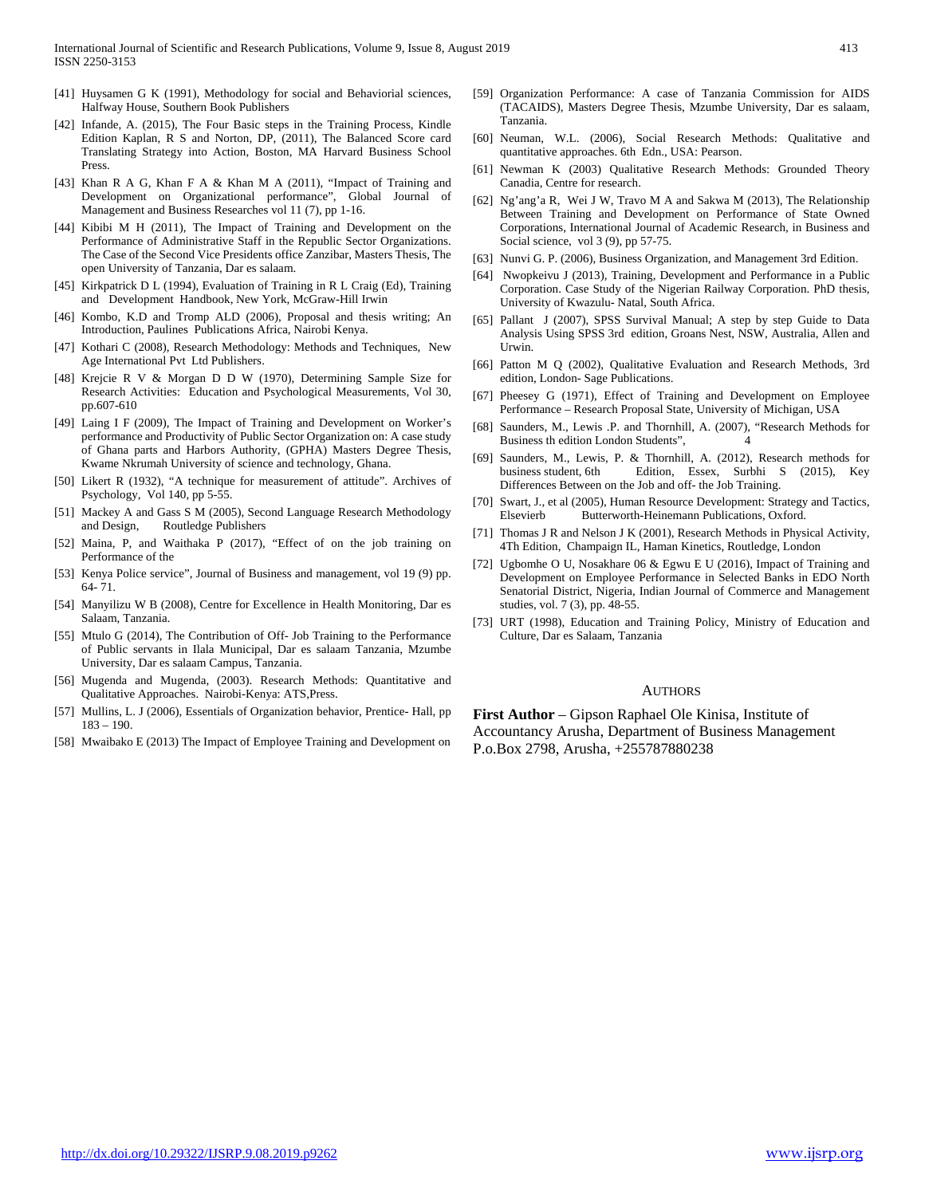[41] Huysamen G K (1991), Methodology for social and Behaviorial sciences, Halfway House, Southern Book Publishers

[42] Infande, A. (2015), The Four Basic steps in the Training Process, Kindle Edition Kaplan, R S and Norton, DP, (2011), The Balanced Score card Translating Strategy into Action, Boston, MA Harvard Business School Press.

[43] Khan R A G, Khan F A & Khan M A (2011), "Impact of Training and Development on Organizational performance", Global Journal of Management and Business Researches vol 11 (7), pp 1-16.

[44] Kibibi M H (2011), The Impact of Training and Development on the Performance of Administrative Staff in the Republic Sector Organizations. The Case of the Second Vice Presidents office Zanzibar, Masters Thesis, The open University of Tanzania, Dar es salaam.

[45] Kirkpatrick D L (1994), Evaluation of Training in R L Craig (Ed), Training and Development Handbook, New York, McGraw-Hill Irwin

[46] Kombo, K.D and Tromp ALD (2006), Proposal and thesis writing; An Introduction, Paulines Publications Africa, Nairobi Kenya.

[47] Kothari C (2008), Research Methodology: Methods and Techniques, New Age International Pvt Ltd Publishers.

[48] Krejcie R V & Morgan D D W (1970), Determining Sample Size for Research Activities: Education and Psychological Measurements, Vol 30, pp.607-610

[49] Laing I F (2009), The Impact of Training and Development on Worker's performance and Productivity of Public Sector Organization on: A case study of Ghana parts and Harbors Authority, (GPHA) Masters Degree Thesis, Kwame Nkrumah University of science and technology, Ghana.

[50] Likert R (1932), "A technique for measurement of attitude". Archives of Psychology, Vol 140, pp 5-55.

[51] Mackey A and Gass S M (2005), Second Language Research Methodology and Design, Routledge Publishers

[52] Maina, P, and Waithaka P (2017), "Effect of on the job training on Performance of the

[53] Kenya Police service", Journal of Business and management, vol 19 (9) pp. 64- 71.

[54] Manyilizu W B (2008), Centre for Excellence in Health Monitoring, Dar es Salaam, Tanzania.

[55] Mtulo G (2014), The Contribution of Off- Job Training to the Performance of Public servants in Ilala Municipal, Dar es salaam Tanzania, Mzumbe University, Dar es salaam Campus, Tanzania.

[56] Mugenda and Mugenda, (2003). Research Methods: Quantitative and Qualitative Approaches. Nairobi-Kenya: ATS,Press.

[57] Mullins, L. J (2006), Essentials of Organization behavior, Prentice- Hall, pp 183 – 190.

[58] Mwaibako E (2013) The Impact of Employee Training and Development on

[59] Organization Performance: A case of Tanzania Commission for AIDS (TACAIDS), Masters Degree Thesis, Mzumbe University, Dar es salaam, Tanzania.

[60] Neuman, W.L. (2006), Social Research Methods: Qualitative and quantitative approaches. 6th Edn., USA: Pearson.

[61] Newman K (2003) Qualitative Research Methods: Grounded Theory Canadia, Centre for research.

[62] Ng'ang'a R, Wei J W, Travo M A and Sakwa M (2013), The Relationship Between Training and Development on Performance of State Owned Corporations, International Journal of Academic Research, in Business and Social science, vol 3 (9), pp 57-75.

[63] Nunvi G. P. (2006), Business Organization, and Management 3rd Edition.

[64] Nwopkeivu J (2013), Training, Development and Performance in a Public Corporation. Case Study of the Nigerian Railway Corporation. PhD thesis, University of Kwazulu- Natal, South Africa.

[65] Pallant J (2007), SPSS Survival Manual; A step by step Guide to Data Analysis Using SPSS 3rd edition, Groans Nest, NSW, Australia, Allen and Urwin.

[66] Patton M Q (2002), Qualitative Evaluation and Research Methods, 3rd edition, London- Sage Publications.

[67] Pheesey G (1971), Effect of Training and Development on Employee Performance – Research Proposal State, University of Michigan, USA

[68] Saunders, M., Lewis .P. and Thornhill, A. (2007), "Research Methods for Business th edition London Students", 4

[69] Saunders, M., Lewis, P. & Thornhill, A. (2012), Research methods for business student, 6th Edition, Essex, Surbhi S (2015), Key Differences Between on the Job and off- the Job Training.

[70] Swart, J., et al (2005), Human Resource Development: Strategy and Tactics, Elsevierb Butterworth-Heinemann Publications, Oxford.

[71] Thomas J R and Nelson J K (2001), Research Methods in Physical Activity, 4Th Edition, Champaign IL, Haman Kinetics, Routledge, London

[72] Ugbomhe O U, Nosakhare 06 & Egwu E U (2016), Impact of Training and Development on Employee Performance in Selected Banks in EDO North Senatorial District, Nigeria, Indian Journal of Commerce and Management studies, vol. 7 (3), pp. 48-55.

[73] URT (1998), Education and Training Policy, Ministry of Education and Culture, Dar es Salaam, Tanzania

## AUTHORS

**First Author** – Gipson Raphael Ole Kinisa, Institute of Accountancy Arusha, Department of Business Management P.o.Box 2798, Arusha, +255787880238